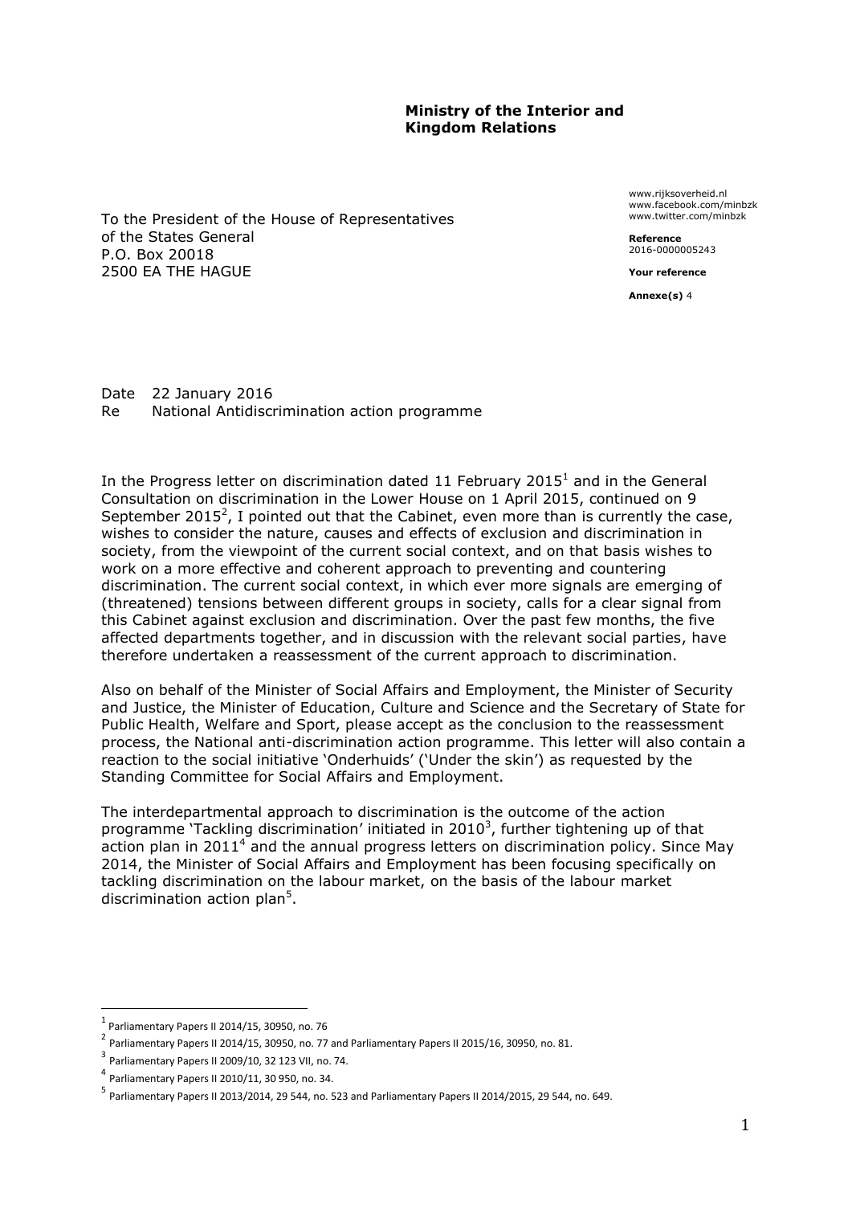**Ministry of the Interior and Kingdom Relations**

To the President of the House of Representatives
of the States General
P.O. Box 20018
2500 EA THE HAGUE

www.rijksoverheid.nl
www.facebook.com/minbzk
www.twitter.com/minbzk

**Reference**
2016-0000005243

**Your reference**

**Annexe(s)** 4

Date 22 January 2016
Re National Antidiscrimination action programme

In the Progress letter on discrimination dated 11 February 2015[1] and in the General Consultation on discrimination in the Lower House on 1 April 2015, continued on 9 September 2015[2], I pointed out that the Cabinet, even more than is currently the case, wishes to consider the nature, causes and effects of exclusion and discrimination in society, from the viewpoint of the current social context, and on that basis wishes to work on a more effective and coherent approach to preventing and countering discrimination. The current social context, in which ever more signals are emerging of (threatened) tensions between different groups in society, calls for a clear signal from this Cabinet against exclusion and discrimination. Over the past few months, the five affected departments together, and in discussion with the relevant social parties, have therefore undertaken a reassessment of the current approach to discrimination.

Also on behalf of the Minister of Social Affairs and Employment, the Minister of Security and Justice, the Minister of Education, Culture and Science and the Secretary of State for Public Health, Welfare and Sport, please accept as the conclusion to the reassessment process, the National anti-discrimination action programme. This letter will also contain a reaction to the social initiative 'Onderhuids' ('Under the skin') as requested by the Standing Committee for Social Affairs and Employment.

The interdepartmental approach to discrimination is the outcome of the action programme 'Tackling discrimination' initiated in 2010[3], further tightening up of that action plan in 2011[4] and the annual progress letters on discrimination policy. Since May 2014, the Minister of Social Affairs and Employment has been focusing specifically on tackling discrimination on the labour market, on the basis of the labour market discrimination action plan[5].

---

[1] Parliamentary Papers II 2014/15, 30950, no. 76

[2] Parliamentary Papers II 2014/15, 30950, no. 77 and Parliamentary Papers II 2015/16, 30950, no. 81.

[3] Parliamentary Papers II 2009/10, 32 123 VII, no. 74.

[4] Parliamentary Papers II 2010/11, 30 950, no. 34.

[5] Parliamentary Papers II 2013/2014, 29 544, no. 523 and Parliamentary Papers II 2014/2015, 29 544, no. 649.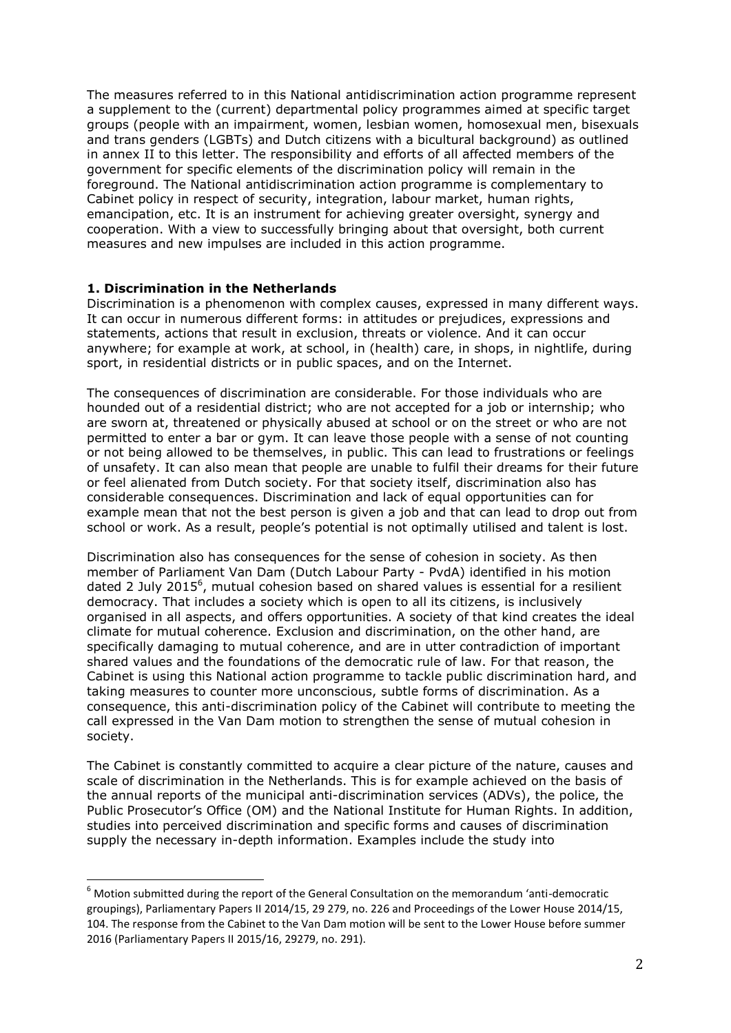The measures referred to in this National antidiscrimination action programme represent a supplement to the (current) departmental policy programmes aimed at specific target groups (people with an impairment, women, lesbian women, homosexual men, bisexuals and trans genders (LGBTs) and Dutch citizens with a bicultural background) as outlined in annex II to this letter. The responsibility and efforts of all affected members of the government for specific elements of the discrimination policy will remain in the foreground. The National antidiscrimination action programme is complementary to Cabinet policy in respect of security, integration, labour market, human rights, emancipation, etc. It is an instrument for achieving greater oversight, synergy and cooperation. With a view to successfully bringing about that oversight, both current measures and new impulses are included in this action programme.

## 1. Discrimination in the Netherlands

Discrimination is a phenomenon with complex causes, expressed in many different ways. It can occur in numerous different forms: in attitudes or prejudices, expressions and statements, actions that result in exclusion, threats or violence. And it can occur anywhere; for example at work, at school, in (health) care, in shops, in nightlife, during sport, in residential districts or in public spaces, and on the Internet.

The consequences of discrimination are considerable. For those individuals who are hounded out of a residential district; who are not accepted for a job or internship; who are sworn at, threatened or physically abused at school or on the street or who are not permitted to enter a bar or gym. It can leave those people with a sense of not counting or not being allowed to be themselves, in public. This can lead to frustrations or feelings of unsafety. It can also mean that people are unable to fulfil their dreams for their future or feel alienated from Dutch society. For that society itself, discrimination also has considerable consequences. Discrimination and lack of equal opportunities can for example mean that not the best person is given a job and that can lead to drop out from school or work. As a result, people's potential is not optimally utilised and talent is lost.

Discrimination also has consequences for the sense of cohesion in society. As then member of Parliament Van Dam (Dutch Labour Party - PvdA) identified in his motion dated 2 July 2015[6], mutual cohesion based on shared values is essential for a resilient democracy. That includes a society which is open to all its citizens, is inclusively organised in all aspects, and offers opportunities. A society of that kind creates the ideal climate for mutual coherence. Exclusion and discrimination, on the other hand, are specifically damaging to mutual coherence, and are in utter contradiction of important shared values and the foundations of the democratic rule of law. For that reason, the Cabinet is using this National action programme to tackle public discrimination hard, and taking measures to counter more unconscious, subtle forms of discrimination. As a consequence, this anti-discrimination policy of the Cabinet will contribute to meeting the call expressed in the Van Dam motion to strengthen the sense of mutual cohesion in society.

The Cabinet is constantly committed to acquire a clear picture of the nature, causes and scale of discrimination in the Netherlands. This is for example achieved on the basis of the annual reports of the municipal anti-discrimination services (ADVs), the police, the Public Prosecutor's Office (OM) and the National Institute for Human Rights. In addition, studies into perceived discrimination and specific forms and causes of discrimination supply the necessary in-depth information. Examples include the study into

---

[6] Motion submitted during the report of the General Consultation on the memorandum 'anti-democratic groupings), Parliamentary Papers II 2014/15, 29 279, no. 226 and Proceedings of the Lower House 2014/15, 104. The response from the Cabinet to the Van Dam motion will be sent to the Lower House before summer 2016 (Parliamentary Papers II 2015/16, 29279, no. 291).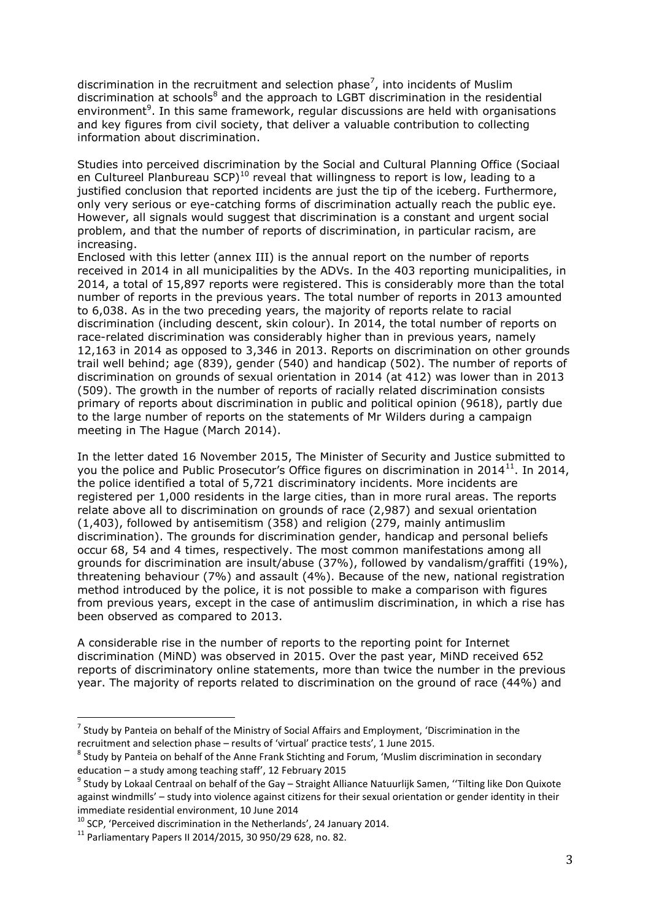discrimination in the recruitment and selection phase[7], into incidents of Muslim discrimination at schools[8] and the approach to LGBT discrimination in the residential environment[9]. In this same framework, regular discussions are held with organisations and key figures from civil society, that deliver a valuable contribution to collecting information about discrimination.

Studies into perceived discrimination by the Social and Cultural Planning Office (Sociaal en Cultureel Planbureau SCP)[10] reveal that willingness to report is low, leading to a justified conclusion that reported incidents are just the tip of the iceberg. Furthermore, only very serious or eye-catching forms of discrimination actually reach the public eye. However, all signals would suggest that discrimination is a constant and urgent social problem, and that the number of reports of discrimination, in particular racism, are increasing.

Enclosed with this letter (annex III) is the annual report on the number of reports received in 2014 in all municipalities by the ADVs. In the 403 reporting municipalities, in 2014, a total of 15,897 reports were registered. This is considerably more than the total number of reports in the previous years. The total number of reports in 2013 amounted to 6,038. As in the two preceding years, the majority of reports relate to racial discrimination (including descent, skin colour). In 2014, the total number of reports on race-related discrimination was considerably higher than in previous years, namely 12,163 in 2014 as opposed to 3,346 in 2013. Reports on discrimination on other grounds trail well behind; age (839), gender (540) and handicap (502). The number of reports of discrimination on grounds of sexual orientation in 2014 (at 412) was lower than in 2013 (509). The growth in the number of reports of racially related discrimination consists primary of reports about discrimination in public and political opinion (9618), partly due to the large number of reports on the statements of Mr Wilders during a campaign meeting in The Hague (March 2014).

In the letter dated 16 November 2015, The Minister of Security and Justice submitted to you the police and Public Prosecutor's Office figures on discrimination in 2014[11]. In 2014, the police identified a total of 5,721 discriminatory incidents. More incidents are registered per 1,000 residents in the large cities, than in more rural areas. The reports relate above all to discrimination on grounds of race (2,987) and sexual orientation (1,403), followed by antisemitism (358) and religion (279, mainly antimuslim discrimination). The grounds for discrimination gender, handicap and personal beliefs occur 68, 54 and 4 times, respectively. The most common manifestations among all grounds for discrimination are insult/abuse (37%), followed by vandalism/graffiti (19%), threatening behaviour (7%) and assault (4%). Because of the new, national registration method introduced by the police, it is not possible to make a comparison with figures from previous years, except in the case of antimuslim discrimination, in which a rise has been observed as compared to 2013.

A considerable rise in the number of reports to the reporting point for Internet discrimination (MiND) was observed in 2015. Over the past year, MiND received 652 reports of discriminatory online statements, more than twice the number in the previous year. The majority of reports related to discrimination on the ground of race (44%) and

---

[7] Study by Panteia on behalf of the Ministry of Social Affairs and Employment, 'Discrimination in the recruitment and selection phase – results of 'virtual' practice tests', 1 June 2015.

[8] Study by Panteia on behalf of the Anne Frank Stichting and Forum, 'Muslim discrimination in secondary education – a study among teaching staff', 12 February 2015

[9] Study by Lokaal Centraal on behalf of the Gay – Straight Alliance Natuurlijk Samen, ''Tilting like Don Quixote against windmills' – study into violence against citizens for their sexual orientation or gender identity in their immediate residential environment, 10 June 2014

[10] SCP, 'Perceived discrimination in the Netherlands', 24 January 2014.

[11] Parliamentary Papers II 2014/2015, 30 950/29 628, no. 82.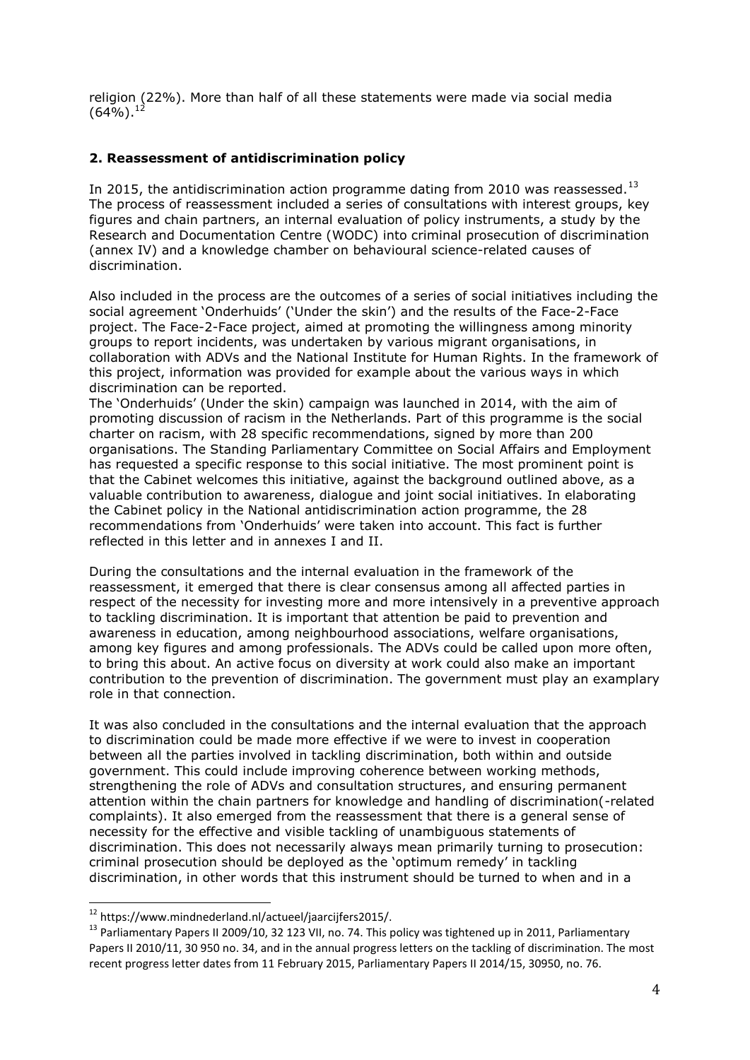religion (22%). More than half of all these statements were made via social media (64%).[12]

## 2. Reassessment of antidiscrimination policy

In 2015, the antidiscrimination action programme dating from 2010 was reassessed.[13] The process of reassessment included a series of consultations with interest groups, key figures and chain partners, an internal evaluation of policy instruments, a study by the Research and Documentation Centre (WODC) into criminal prosecution of discrimination (annex IV) and a knowledge chamber on behavioural science-related causes of discrimination.

Also included in the process are the outcomes of a series of social initiatives including the social agreement 'Onderhuids' ('Under the skin') and the results of the Face-2-Face project. The Face-2-Face project, aimed at promoting the willingness among minority groups to report incidents, was undertaken by various migrant organisations, in collaboration with ADVs and the National Institute for Human Rights. In the framework of this project, information was provided for example about the various ways in which discrimination can be reported.

The 'Onderhuids' (Under the skin) campaign was launched in 2014, with the aim of promoting discussion of racism in the Netherlands. Part of this programme is the social charter on racism, with 28 specific recommendations, signed by more than 200 organisations. The Standing Parliamentary Committee on Social Affairs and Employment has requested a specific response to this social initiative. The most prominent point is that the Cabinet welcomes this initiative, against the background outlined above, as a valuable contribution to awareness, dialogue and joint social initiatives. In elaborating the Cabinet policy in the National antidiscrimination action programme, the 28 recommendations from 'Onderhuids' were taken into account. This fact is further reflected in this letter and in annexes I and II.

During the consultations and the internal evaluation in the framework of the reassessment, it emerged that there is clear consensus among all affected parties in respect of the necessity for investing more and more intensively in a preventive approach to tackling discrimination. It is important that attention be paid to prevention and awareness in education, among neighbourhood associations, welfare organisations, among key figures and among professionals. The ADVs could be called upon more often, to bring this about. An active focus on diversity at work could also make an important contribution to the prevention of discrimination. The government must play an examplary role in that connection.

It was also concluded in the consultations and the internal evaluation that the approach to discrimination could be made more effective if we were to invest in cooperation between all the parties involved in tackling discrimination, both within and outside government. This could include improving coherence between working methods, strengthening the role of ADVs and consultation structures, and ensuring permanent attention within the chain partners for knowledge and handling of discrimination(-related complaints). It also emerged from the reassessment that there is a general sense of necessity for the effective and visible tackling of unambiguous statements of discrimination. This does not necessarily always mean primarily turning to prosecution: criminal prosecution should be deployed as the 'optimum remedy' in tackling discrimination, in other words that this instrument should be turned to when and in a

---

[12] https://www.mindnederland.nl/actueel/jaarcijfers2015/.

[13] Parliamentary Papers II 2009/10, 32 123 VII, no. 74. This policy was tightened up in 2011, Parliamentary Papers II 2010/11, 30 950 no. 34, and in the annual progress letters on the tackling of discrimination. The most recent progress letter dates from 11 February 2015, Parliamentary Papers II 2014/15, 30950, no. 76.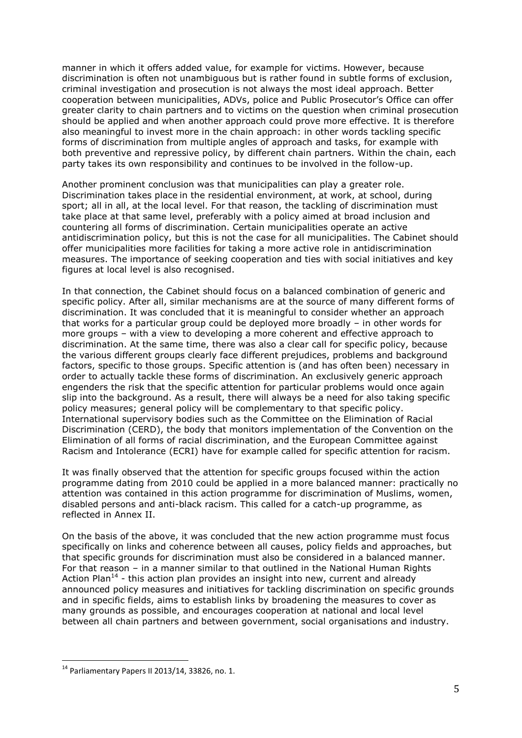manner in which it offers added value, for example for victims. However, because discrimination is often not unambiguous but is rather found in subtle forms of exclusion, criminal investigation and prosecution is not always the most ideal approach. Better cooperation between municipalities, ADVs, police and Public Prosecutor's Office can offer greater clarity to chain partners and to victims on the question when criminal prosecution should be applied and when another approach could prove more effective. It is therefore also meaningful to invest more in the chain approach: in other words tackling specific forms of discrimination from multiple angles of approach and tasks, for example with both preventive and repressive policy, by different chain partners. Within the chain, each party takes its own responsibility and continues to be involved in the follow-up.

Another prominent conclusion was that municipalities can play a greater role. Discrimination takes place in the residential environment, at work, at school, during sport; all in all, at the local level. For that reason, the tackling of discrimination must take place at that same level, preferably with a policy aimed at broad inclusion and countering all forms of discrimination. Certain municipalities operate an active antidiscrimination policy, but this is not the case for all municipalities. The Cabinet should offer municipalities more facilities for taking a more active role in antidiscrimination measures. The importance of seeking cooperation and ties with social initiatives and key figures at local level is also recognised.

In that connection, the Cabinet should focus on a balanced combination of generic and specific policy. After all, similar mechanisms are at the source of many different forms of discrimination. It was concluded that it is meaningful to consider whether an approach that works for a particular group could be deployed more broadly – in other words for more groups – with a view to developing a more coherent and effective approach to discrimination. At the same time, there was also a clear call for specific policy, because the various different groups clearly face different prejudices, problems and background factors, specific to those groups. Specific attention is (and has often been) necessary in order to actually tackle these forms of discrimination. An exclusively generic approach engenders the risk that the specific attention for particular problems would once again slip into the background. As a result, there will always be a need for also taking specific policy measures; general policy will be complementary to that specific policy. International supervisory bodies such as the Committee on the Elimination of Racial Discrimination (CERD), the body that monitors implementation of the Convention on the Elimination of all forms of racial discrimination, and the European Committee against Racism and Intolerance (ECRI) have for example called for specific attention for racism.

It was finally observed that the attention for specific groups focused within the action programme dating from 2010 could be applied in a more balanced manner: practically no attention was contained in this action programme for discrimination of Muslims, women, disabled persons and anti-black racism. This called for a catch-up programme, as reflected in Annex II.

On the basis of the above, it was concluded that the new action programme must focus specifically on links and coherence between all causes, policy fields and approaches, but that specific grounds for discrimination must also be considered in a balanced manner. For that reason – in a manner similar to that outlined in the National Human Rights Action Plan[14] - this action plan provides an insight into new, current and already announced policy measures and initiatives for tackling discrimination on specific grounds and in specific fields, aims to establish links by broadening the measures to cover as many grounds as possible, and encourages cooperation at national and local level between all chain partners and between government, social organisations and industry.

[14] Parliamentary Papers II 2013/14, 33826, no. 1.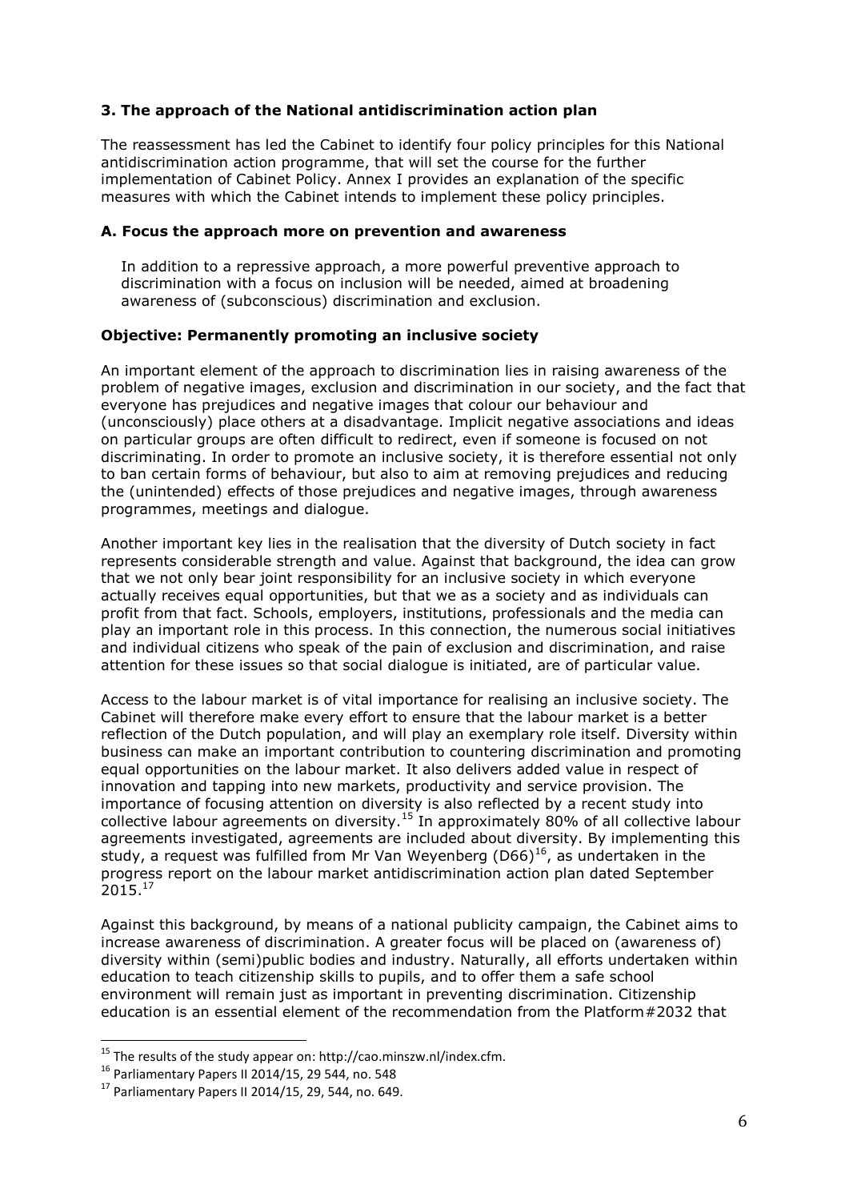### 3. The approach of the National antidiscrimination action plan

The reassessment has led the Cabinet to identify four policy principles for this National antidiscrimination action programme, that will set the course for the further implementation of Cabinet Policy. Annex I provides an explanation of the specific measures with which the Cabinet intends to implement these policy principles.

#### A. Focus the approach more on prevention and awareness

> In addition to a repressive approach, a more powerful preventive approach to discrimination with a focus on inclusion will be needed, aimed at broadening awareness of (subconscious) discrimination and exclusion.

#### Objective: Permanently promoting an inclusive society

An important element of the approach to discrimination lies in raising awareness of the problem of negative images, exclusion and discrimination in our society, and the fact that everyone has prejudices and negative images that colour our behaviour and (unconsciously) place others at a disadvantage. Implicit negative associations and ideas on particular groups are often difficult to redirect, even if someone is focused on not discriminating. In order to promote an inclusive society, it is therefore essential not only to ban certain forms of behaviour, but also to aim at removing prejudices and reducing the (unintended) effects of those prejudices and negative images, through awareness programmes, meetings and dialogue.

Another important key lies in the realisation that the diversity of Dutch society in fact represents considerable strength and value. Against that background, the idea can grow that we not only bear joint responsibility for an inclusive society in which everyone actually receives equal opportunities, but that we as a society and as individuals can profit from that fact. Schools, employers, institutions, professionals and the media can play an important role in this process. In this connection, the numerous social initiatives and individual citizens who speak of the pain of exclusion and discrimination, and raise attention for these issues so that social dialogue is initiated, are of particular value.

Access to the labour market is of vital importance for realising an inclusive society. The Cabinet will therefore make every effort to ensure that the labour market is a better reflection of the Dutch population, and will play an exemplary role itself. Diversity within business can make an important contribution to countering discrimination and promoting equal opportunities on the labour market. It also delivers added value in respect of innovation and tapping into new markets, productivity and service provision. The importance of focusing attention on diversity is also reflected by a recent study into collective labour agreements on diversity.[15] In approximately 80% of all collective labour agreements investigated, agreements are included about diversity. By implementing this study, a request was fulfilled from Mr Van Weyenberg (D66)[16], as undertaken in the progress report on the labour market antidiscrimination action plan dated September 2015.[17]

Against this background, by means of a national publicity campaign, the Cabinet aims to increase awareness of discrimination. A greater focus will be placed on (awareness of) diversity within (semi)public bodies and industry. Naturally, all efforts undertaken within education to teach citizenship skills to pupils, and to offer them a safe school environment will remain just as important in preventing discrimination. Citizenship education is an essential element of the recommendation from the Platform#2032 that

---

[15] The results of the study appear on: http://cao.minszw.nl/index.cfm.

[16] Parliamentary Papers II 2014/15, 29 544, no. 548

[17] Parliamentary Papers II 2014/15, 29, 544, no. 649.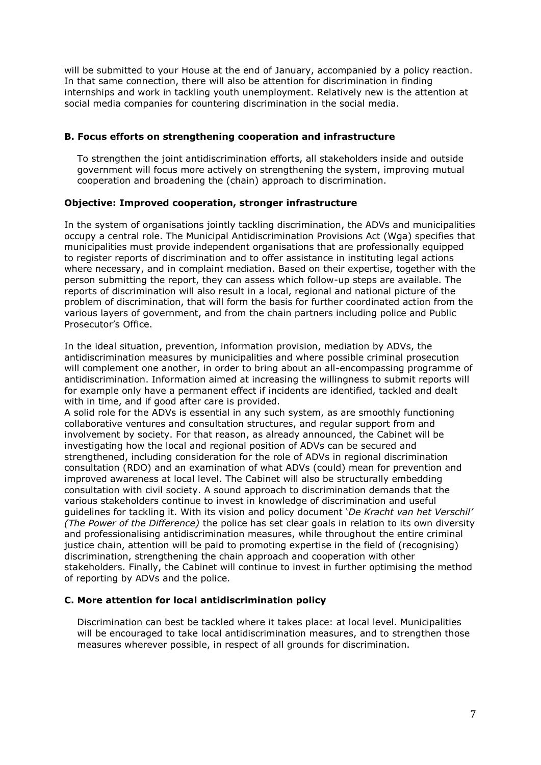will be submitted to your House at the end of January, accompanied by a policy reaction. In that same connection, there will also be attention for discrimination in finding internships and work in tackling youth unemployment. Relatively new is the attention at social media companies for countering discrimination in the social media.

### B. Focus efforts on strengthening cooperation and infrastructure

To strengthen the joint antidiscrimination efforts, all stakeholders inside and outside government will focus more actively on strengthening the system, improving mutual cooperation and broadening the (chain) approach to discrimination.

#### Objective: Improved cooperation, stronger infrastructure

In the system of organisations jointly tackling discrimination, the ADVs and municipalities occupy a central role. The Municipal Antidiscrimination Provisions Act (Wga) specifies that municipalities must provide independent organisations that are professionally equipped to register reports of discrimination and to offer assistance in instituting legal actions where necessary, and in complaint mediation. Based on their expertise, together with the person submitting the report, they can assess which follow-up steps are available. The reports of discrimination will also result in a local, regional and national picture of the problem of discrimination, that will form the basis for further coordinated action from the various layers of government, and from the chain partners including police and Public Prosecutor's Office.

In the ideal situation, prevention, information provision, mediation by ADVs, the antidiscrimination measures by municipalities and where possible criminal prosecution will complement one another, in order to bring about an all-encompassing programme of antidiscrimination. Information aimed at increasing the willingness to submit reports will for example only have a permanent effect if incidents are identified, tackled and dealt with in time, and if good after care is provided.
A solid role for the ADVs is essential in any such system, as are smoothly functioning collaborative ventures and consultation structures, and regular support from and involvement by society. For that reason, as already announced, the Cabinet will be investigating how the local and regional position of ADVs can be secured and strengthened, including consideration for the role of ADVs in regional discrimination consultation (RDO) and an examination of what ADVs (could) mean for prevention and improved awareness at local level. The Cabinet will also be structurally embedding consultation with civil society. A sound approach to discrimination demands that the various stakeholders continue to invest in knowledge of discrimination and useful guidelines for tackling it. With its vision and policy document '*De Kracht van het Verschil' (The Power of the Difference)* the police has set clear goals in relation to its own diversity and professionalising antidiscrimination measures, while throughout the entire criminal justice chain, attention will be paid to promoting expertise in the field of (recognising) discrimination, strengthening the chain approach and cooperation with other stakeholders. Finally, the Cabinet will continue to invest in further optimising the method of reporting by ADVs and the police.

### C. More attention for local antidiscrimination policy

Discrimination can best be tackled where it takes place: at local level. Municipalities will be encouraged to take local antidiscrimination measures, and to strengthen those measures wherever possible, in respect of all grounds for discrimination.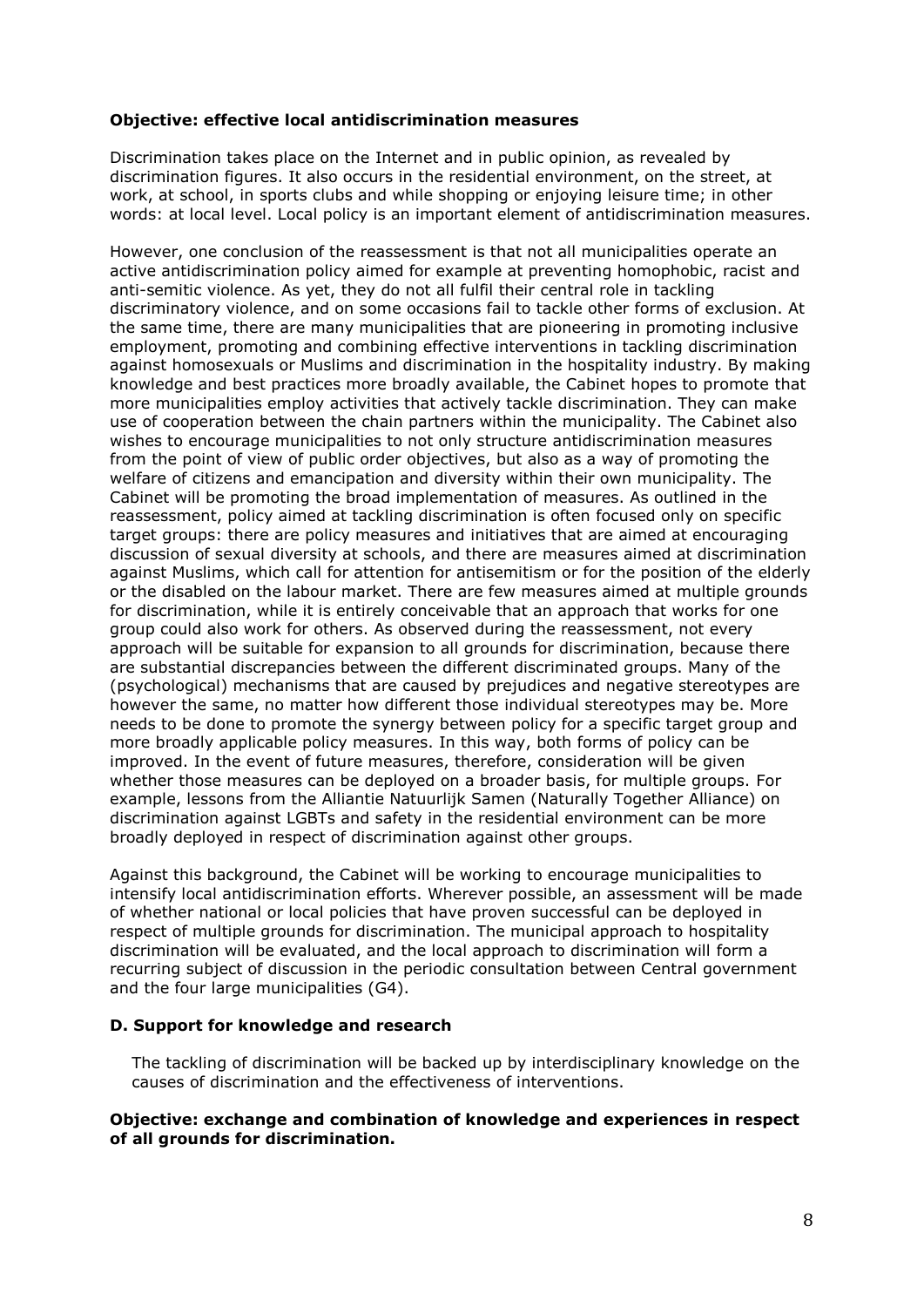**Objective: effective local antidiscrimination measures**

Discrimination takes place on the Internet and in public opinion, as revealed by discrimination figures. It also occurs in the residential environment, on the street, at work, at school, in sports clubs and while shopping or enjoying leisure time; in other words: at local level. Local policy is an important element of antidiscrimination measures.

However, one conclusion of the reassessment is that not all municipalities operate an active antidiscrimination policy aimed for example at preventing homophobic, racist and anti-semitic violence. As yet, they do not all fulfil their central role in tackling discriminatory violence, and on some occasions fail to tackle other forms of exclusion. At the same time, there are many municipalities that are pioneering in promoting inclusive employment, promoting and combining effective interventions in tackling discrimination against homosexuals or Muslims and discrimination in the hospitality industry. By making knowledge and best practices more broadly available, the Cabinet hopes to promote that more municipalities employ activities that actively tackle discrimination. They can make use of cooperation between the chain partners within the municipality. The Cabinet also wishes to encourage municipalities to not only structure antidiscrimination measures from the point of view of public order objectives, but also as a way of promoting the welfare of citizens and emancipation and diversity within their own municipality. The Cabinet will be promoting the broad implementation of measures. As outlined in the reassessment, policy aimed at tackling discrimination is often focused only on specific target groups: there are policy measures and initiatives that are aimed at encouraging discussion of sexual diversity at schools, and there are measures aimed at discrimination against Muslims, which call for attention for antisemitism or for the position of the elderly or the disabled on the labour market. There are few measures aimed at multiple grounds for discrimination, while it is entirely conceivable that an approach that works for one group could also work for others. As observed during the reassessment, not every approach will be suitable for expansion to all grounds for discrimination, because there are substantial discrepancies between the different discriminated groups. Many of the (psychological) mechanisms that are caused by prejudices and negative stereotypes are however the same, no matter how different those individual stereotypes may be. More needs to be done to promote the synergy between policy for a specific target group and more broadly applicable policy measures. In this way, both forms of policy can be improved. In the event of future measures, therefore, consideration will be given whether those measures can be deployed on a broader basis, for multiple groups. For example, lessons from the Alliantie Natuurlijk Samen (Naturally Together Alliance) on discrimination against LGBTs and safety in the residential environment can be more broadly deployed in respect of discrimination against other groups.

Against this background, the Cabinet will be working to encourage municipalities to intensify local antidiscrimination efforts. Wherever possible, an assessment will be made of whether national or local policies that have proven successful can be deployed in respect of multiple grounds for discrimination. The municipal approach to hospitality discrimination will be evaluated, and the local approach to discrimination will form a recurring subject of discussion in the periodic consultation between Central government and the four large municipalities (G4).

**D. Support for knowledge and research**

The tackling of discrimination will be backed up by interdisciplinary knowledge on the causes of discrimination and the effectiveness of interventions.

**Objective: exchange and combination of knowledge and experiences in respect of all grounds for discrimination.**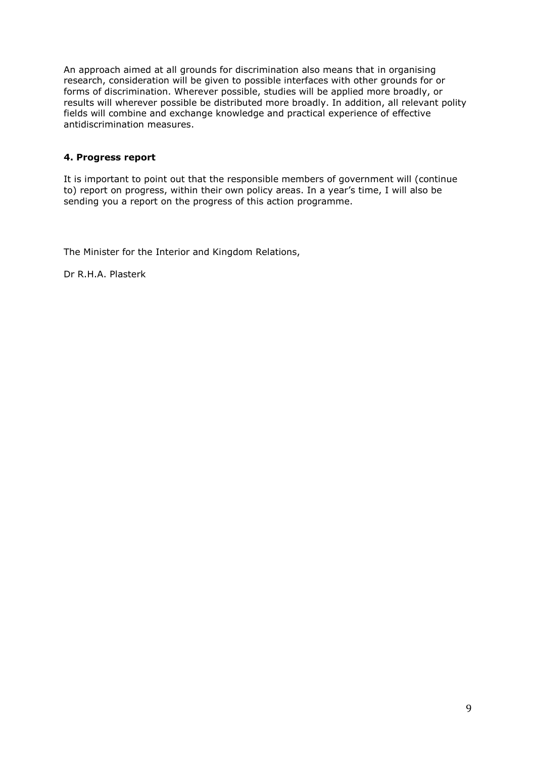An approach aimed at all grounds for discrimination also means that in organising research, consideration will be given to possible interfaces with other grounds for or forms of discrimination. Wherever possible, studies will be applied more broadly, or results will wherever possible be distributed more broadly. In addition, all relevant polity fields will combine and exchange knowledge and practical experience of effective antidiscrimination measures.

### 4. Progress report

It is important to point out that the responsible members of government will (continue to) report on progress, within their own policy areas. In a year's time, I will also be sending you a report on the progress of this action programme.

The Minister for the Interior and Kingdom Relations,

Dr R.H.A. Plasterk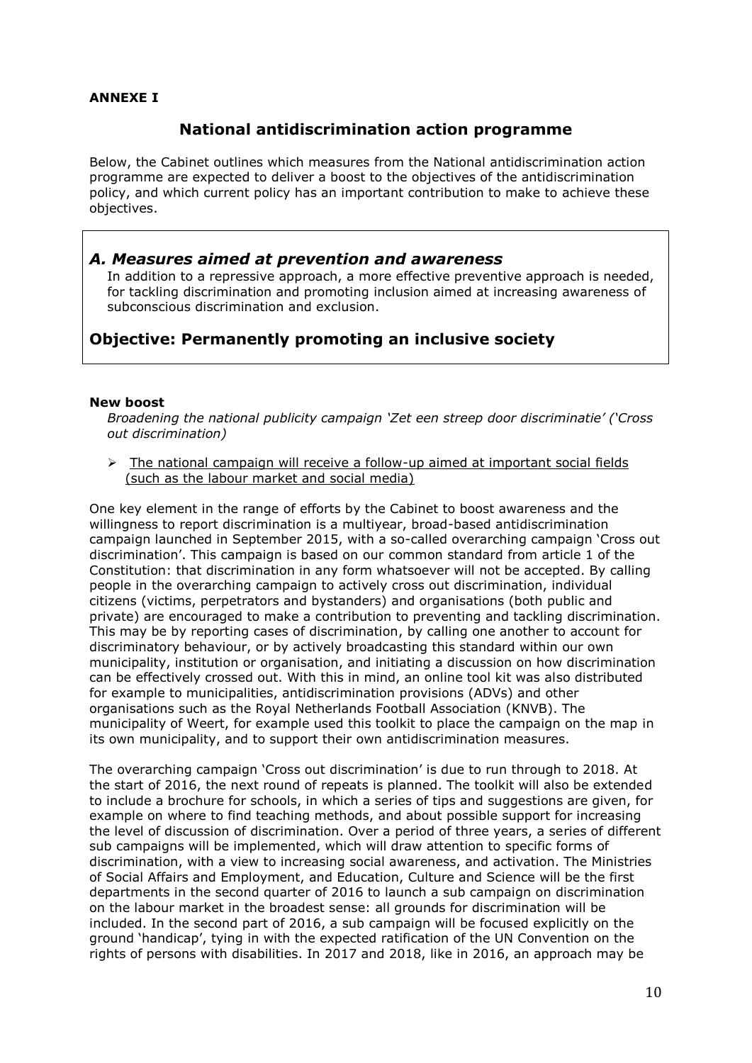**ANNEXE I**

# National antidiscrimination action programme

Below, the Cabinet outlines which measures from the National antidiscrimination action programme are expected to deliver a boost to the objectives of the antidiscrimination policy, and which current policy has an important contribution to make to achieve these objectives.

## *A. Measures aimed at prevention and awareness*

In addition to a repressive approach, a more effective preventive approach is needed, for tackling discrimination and promoting inclusion aimed at increasing awareness of subconscious discrimination and exclusion.

## Objective: Permanently promoting an inclusive society

**New boost**

*Broadening the national publicity campaign 'Zet een streep door discriminatie' ('Cross out discrimination)*

- The national campaign will receive a follow-up aimed at important social fields (such as the labour market and social media)

One key element in the range of efforts by the Cabinet to boost awareness and the willingness to report discrimination is a multiyear, broad-based antidiscrimination campaign launched in September 2015, with a so-called overarching campaign 'Cross out discrimination'. This campaign is based on our common standard from article 1 of the Constitution: that discrimination in any form whatsoever will not be accepted. By calling people in the overarching campaign to actively cross out discrimination, individual citizens (victims, perpetrators and bystanders) and organisations (both public and private) are encouraged to make a contribution to preventing and tackling discrimination. This may be by reporting cases of discrimination, by calling one another to account for discriminatory behaviour, or by actively broadcasting this standard within our own municipality, institution or organisation, and initiating a discussion on how discrimination can be effectively crossed out. With this in mind, an online tool kit was also distributed for example to municipalities, antidiscrimination provisions (ADVs) and other organisations such as the Royal Netherlands Football Association (KNVB). The municipality of Weert, for example used this toolkit to place the campaign on the map in its own municipality, and to support their own antidiscrimination measures.

The overarching campaign 'Cross out discrimination' is due to run through to 2018. At the start of 2016, the next round of repeats is planned. The toolkit will also be extended to include a brochure for schools, in which a series of tips and suggestions are given, for example on where to find teaching methods, and about possible support for increasing the level of discussion of discrimination. Over a period of three years, a series of different sub campaigns will be implemented, which will draw attention to specific forms of discrimination, with a view to increasing social awareness, and activation. The Ministries of Social Affairs and Employment, and Education, Culture and Science will be the first departments in the second quarter of 2016 to launch a sub campaign on discrimination on the labour market in the broadest sense: all grounds for discrimination will be included. In the second part of 2016, a sub campaign will be focused explicitly on the ground 'handicap', tying in with the expected ratification of the UN Convention on the rights of persons with disabilities. In 2017 and 2018, like in 2016, an approach may be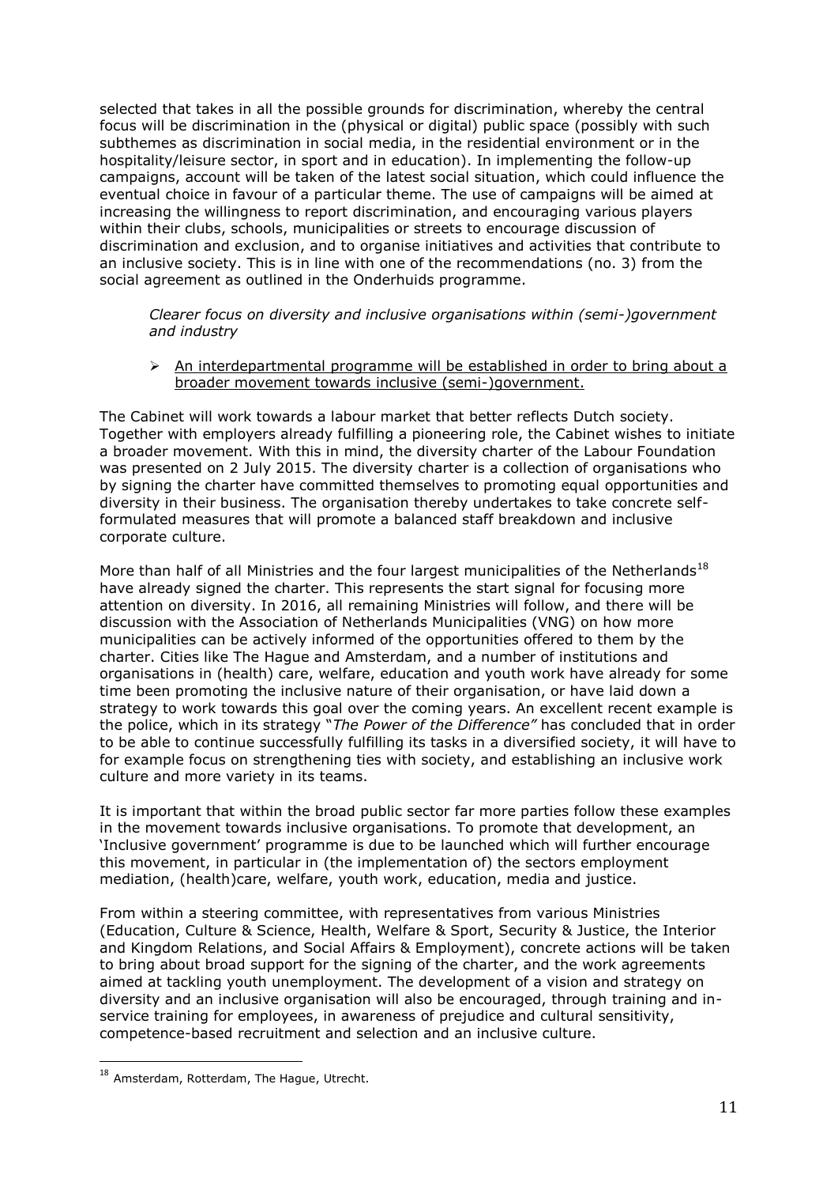selected that takes in all the possible grounds for discrimination, whereby the central focus will be discrimination in the (physical or digital) public space (possibly with such subthemes as discrimination in social media, in the residential environment or in the hospitality/leisure sector, in sport and in education). In implementing the follow-up campaigns, account will be taken of the latest social situation, which could influence the eventual choice in favour of a particular theme. The use of campaigns will be aimed at increasing the willingness to report discrimination, and encouraging various players within their clubs, schools, municipalities or streets to encourage discussion of discrimination and exclusion, and to organise initiatives and activities that contribute to an inclusive society. This is in line with one of the recommendations (no. 3) from the social agreement as outlined in the Onderhuids programme.

*Clearer focus on diversity and inclusive organisations within (semi-)government and industry*

- <u>An interdepartmental programme will be established in order to bring about a broader movement towards inclusive (semi-)government.</u>

The Cabinet will work towards a labour market that better reflects Dutch society. Together with employers already fulfilling a pioneering role, the Cabinet wishes to initiate a broader movement. With this in mind, the diversity charter of the Labour Foundation was presented on 2 July 2015. The diversity charter is a collection of organisations who by signing the charter have committed themselves to promoting equal opportunities and diversity in their business. The organisation thereby undertakes to take concrete self-formulated measures that will promote a balanced staff breakdown and inclusive corporate culture.

More than half of all Ministries and the four largest municipalities of the Netherlands[18] have already signed the charter. This represents the start signal for focusing more attention on diversity. In 2016, all remaining Ministries will follow, and there will be discussion with the Association of Netherlands Municipalities (VNG) on how more municipalities can be actively informed of the opportunities offered to them by the charter. Cities like The Hague and Amsterdam, and a number of institutions and organisations in (health) care, welfare, education and youth work have already for some time been promoting the inclusive nature of their organisation, or have laid down a strategy to work towards this goal over the coming years. An excellent recent example is the police, which in its strategy "*The Power of the Difference*" has concluded that in order to be able to continue successfully fulfilling its tasks in a diversified society, it will have to for example focus on strengthening ties with society, and establishing an inclusive work culture and more variety in its teams.

It is important that within the broad public sector far more parties follow these examples in the movement towards inclusive organisations. To promote that development, an 'Inclusive government' programme is due to be launched which will further encourage this movement, in particular in (the implementation of) the sectors employment mediation, (health)care, welfare, youth work, education, media and justice.

From within a steering committee, with representatives from various Ministries (Education, Culture & Science, Health, Welfare & Sport, Security & Justice, the Interior and Kingdom Relations, and Social Affairs & Employment), concrete actions will be taken to bring about broad support for the signing of the charter, and the work agreements aimed at tackling youth unemployment. The development of a vision and strategy on diversity and an inclusive organisation will also be encouraged, through training and in-service training for employees, in awareness of prejudice and cultural sensitivity, competence-based recruitment and selection and an inclusive culture.

[18] Amsterdam, Rotterdam, The Hague, Utrecht.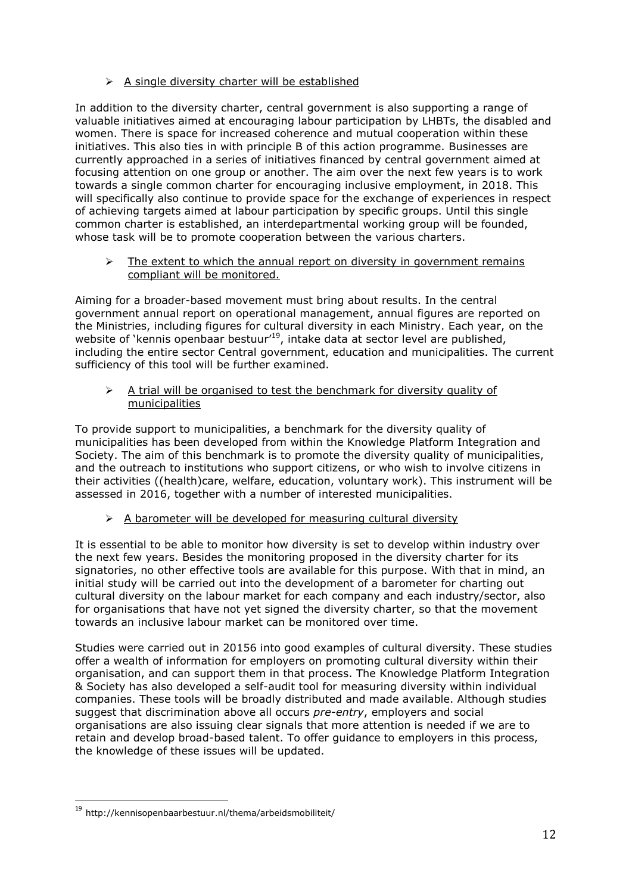- <u>A single diversity charter will be established</u>

In addition to the diversity charter, central government is also supporting a range of valuable initiatives aimed at encouraging labour participation by LHBTs, the disabled and women. There is space for increased coherence and mutual cooperation within these initiatives. This also ties in with principle B of this action programme. Businesses are currently approached in a series of initiatives financed by central government aimed at focusing attention on one group or another. The aim over the next few years is to work towards a single common charter for encouraging inclusive employment, in 2018. This will specifically also continue to provide space for the exchange of experiences in respect of achieving targets aimed at labour participation by specific groups. Until this single common charter is established, an interdepartmental working group will be founded, whose task will be to promote cooperation between the various charters.

- <u>The extent to which the annual report on diversity in government remains compliant will be monitored.</u>

Aiming for a broader-based movement must bring about results. In the central government annual report on operational management, annual figures are reported on the Ministries, including figures for cultural diversity in each Ministry. Each year, on the website of 'kennis openbaar bestuur'[19], intake data at sector level are published, including the entire sector Central government, education and municipalities. The current sufficiency of this tool will be further examined.

- <u>A trial will be organised to test the benchmark for diversity quality of municipalities</u>

To provide support to municipalities, a benchmark for the diversity quality of municipalities has been developed from within the Knowledge Platform Integration and Society. The aim of this benchmark is to promote the diversity quality of municipalities, and the outreach to institutions who support citizens, or who wish to involve citizens in their activities ((health)care, welfare, education, voluntary work). This instrument will be assessed in 2016, together with a number of interested municipalities.

- <u>A barometer will be developed for measuring cultural diversity</u>

It is essential to be able to monitor how diversity is set to develop within industry over the next few years. Besides the monitoring proposed in the diversity charter for its signatories, no other effective tools are available for this purpose. With that in mind, an initial study will be carried out into the development of a barometer for charting out cultural diversity on the labour market for each company and each industry/sector, also for organisations that have not yet signed the diversity charter, so that the movement towards an inclusive labour market can be monitored over time.

Studies were carried out in 20156 into good examples of cultural diversity. These studies offer a wealth of information for employers on promoting cultural diversity within their organisation, and can support them in that process. The Knowledge Platform Integration & Society has also developed a self-audit tool for measuring diversity within individual companies. These tools will be broadly distributed and made available. Although studies suggest that discrimination above all occurs *pre-entry*, employers and social organisations are also issuing clear signals that more attention is needed if we are to retain and develop broad-based talent. To offer guidance to employers in this process, the knowledge of these issues will be updated.

---

[19] http://kennisopenbaarbestuur.nl/thema/arbeidsmobiliteit/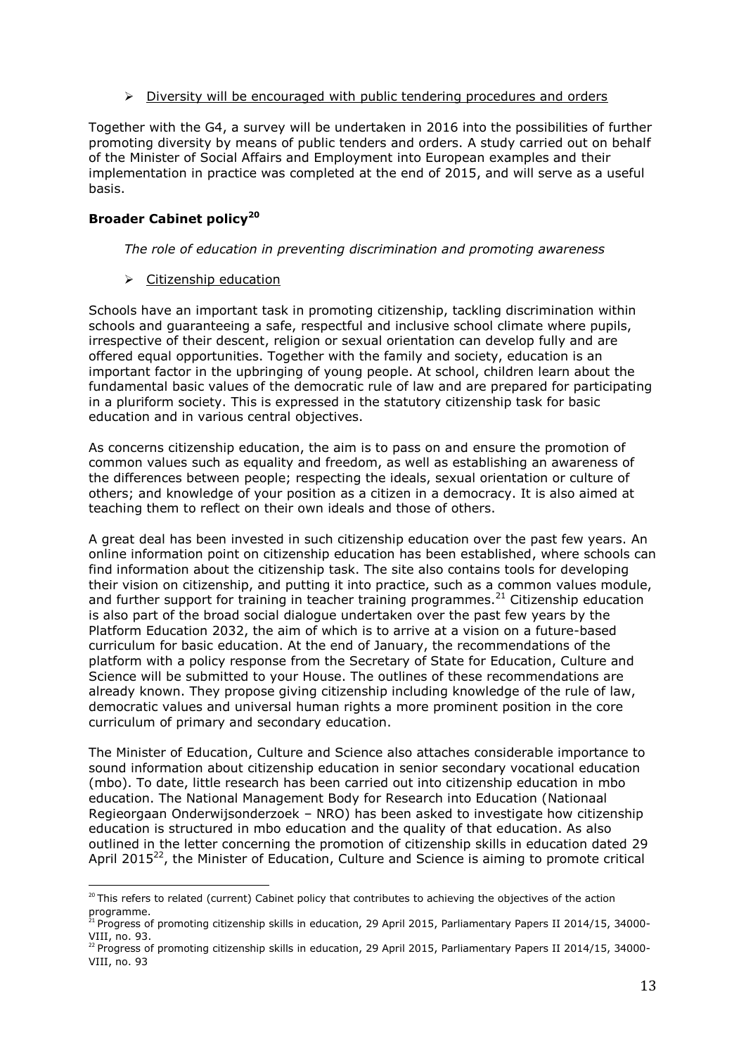- Diversity will be encouraged with public tendering procedures and orders

Together with the G4, a survey will be undertaken in 2016 into the possibilities of further promoting diversity by means of public tenders and orders. A study carried out on behalf of the Minister of Social Affairs and Employment into European examples and their implementation in practice was completed at the end of 2015, and will serve as a useful basis.

**Broader Cabinet policy[20]**

*The role of education in preventing discrimination and promoting awareness*

- Citizenship education

Schools have an important task in promoting citizenship, tackling discrimination within schools and guaranteeing a safe, respectful and inclusive school climate where pupils, irrespective of their descent, religion or sexual orientation can develop fully and are offered equal opportunities. Together with the family and society, education is an important factor in the upbringing of young people. At school, children learn about the fundamental basic values of the democratic rule of law and are prepared for participating in a pluriform society. This is expressed in the statutory citizenship task for basic education and in various central objectives.

As concerns citizenship education, the aim is to pass on and ensure the promotion of common values such as equality and freedom, as well as establishing an awareness of the differences between people; respecting the ideals, sexual orientation or culture of others; and knowledge of your position as a citizen in a democracy. It is also aimed at teaching them to reflect on their own ideals and those of others.

A great deal has been invested in such citizenship education over the past few years. An online information point on citizenship education has been established, where schools can find information about the citizenship task. The site also contains tools for developing their vision on citizenship, and putting it into practice, such as a common values module, and further support for training in teacher training programmes.[21] Citizenship education is also part of the broad social dialogue undertaken over the past few years by the Platform Education 2032, the aim of which is to arrive at a vision on a future-based curriculum for basic education. At the end of January, the recommendations of the platform with a policy response from the Secretary of State for Education, Culture and Science will be submitted to your House. The outlines of these recommendations are already known. They propose giving citizenship including knowledge of the rule of law, democratic values and universal human rights a more prominent position in the core curriculum of primary and secondary education.

The Minister of Education, Culture and Science also attaches considerable importance to sound information about citizenship education in senior secondary vocational education (mbo). To date, little research has been carried out into citizenship education in mbo education. The National Management Body for Research into Education (Nationaal Regieorgaan Onderwijsonderzoek – NRO) has been asked to investigate how citizenship education is structured in mbo education and the quality of that education. As also outlined in the letter concerning the promotion of citizenship skills in education dated 29 April 2015[22], the Minister of Education, Culture and Science is aiming to promote critical

---

[20] This refers to related (current) Cabinet policy that contributes to achieving the objectives of the action programme.

[21] Progress of promoting citizenship skills in education, 29 April 2015, Parliamentary Papers II 2014/15, 34000-VIII, no. 93.

[22] Progress of promoting citizenship skills in education, 29 April 2015, Parliamentary Papers II 2014/15, 34000-VIII, no. 93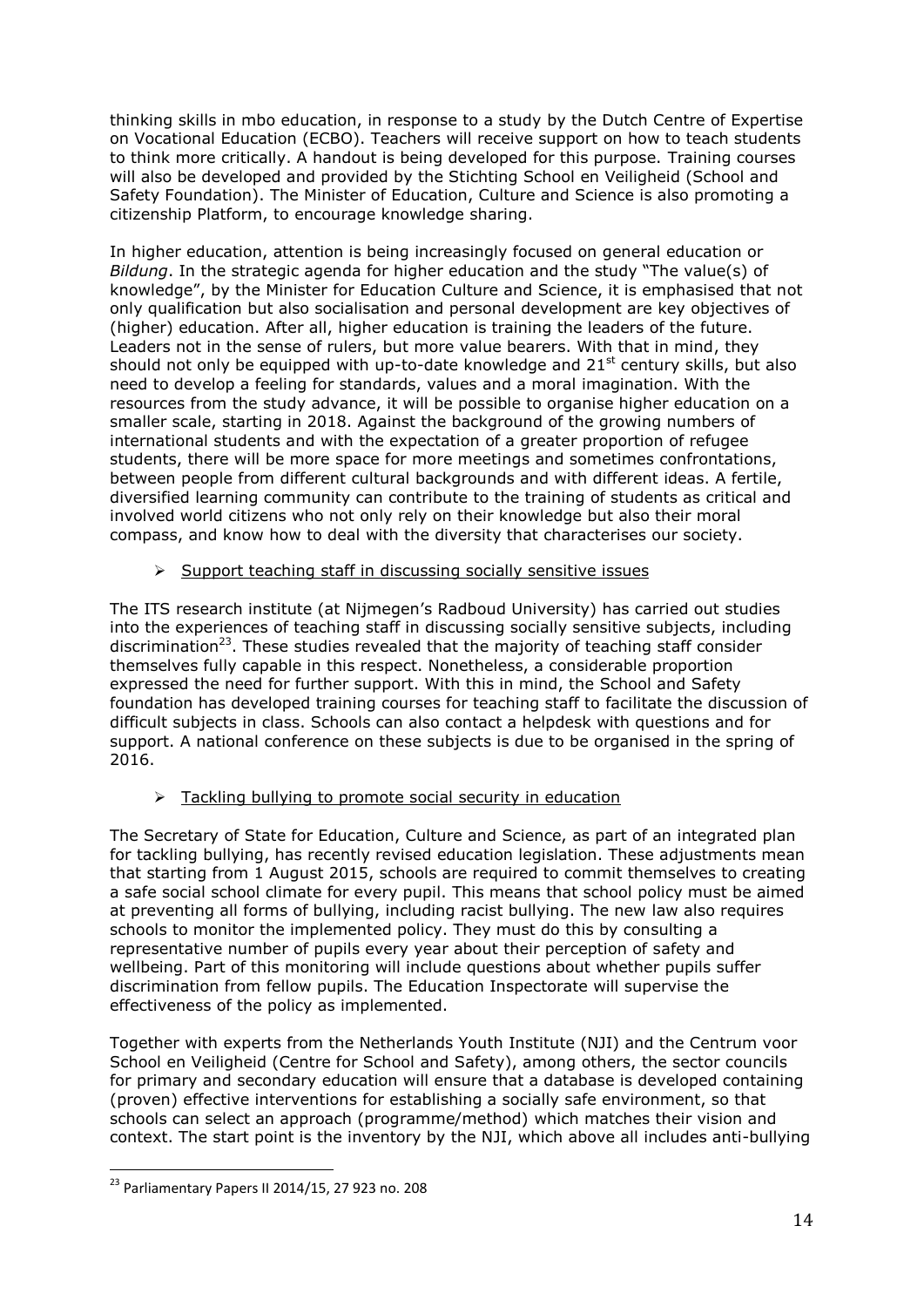thinking skills in mbo education, in response to a study by the Dutch Centre of Expertise on Vocational Education (ECBO). Teachers will receive support on how to teach students to think more critically. A handout is being developed for this purpose. Training courses will also be developed and provided by the Stichting School en Veiligheid (School and Safety Foundation). The Minister of Education, Culture and Science is also promoting a citizenship Platform, to encourage knowledge sharing.

In higher education, attention is being increasingly focused on general education or *Bildung*. In the strategic agenda for higher education and the study "The value(s) of knowledge", by the Minister for Education Culture and Science, it is emphasised that not only qualification but also socialisation and personal development are key objectives of (higher) education. After all, higher education is training the leaders of the future. Leaders not in the sense of rulers, but more value bearers. With that in mind, they should not only be equipped with up-to-date knowledge and 21st century skills, but also need to develop a feeling for standards, values and a moral imagination. With the resources from the study advance, it will be possible to organise higher education on a smaller scale, starting in 2018. Against the background of the growing numbers of international students and with the expectation of a greater proportion of refugee students, there will be more space for more meetings and sometimes confrontations, between people from different cultural backgrounds and with different ideas. A fertile, diversified learning community can contribute to the training of students as critical and involved world citizens who not only rely on their knowledge but also their moral compass, and know how to deal with the diversity that characterises our society.

- Support teaching staff in discussing socially sensitive issues

The ITS research institute (at Nijmegen's Radboud University) has carried out studies into the experiences of teaching staff in discussing socially sensitive subjects, including discrimination[23]. These studies revealed that the majority of teaching staff consider themselves fully capable in this respect. Nonetheless, a considerable proportion expressed the need for further support. With this in mind, the School and Safety foundation has developed training courses for teaching staff to facilitate the discussion of difficult subjects in class. Schools can also contact a helpdesk with questions and for support. A national conference on these subjects is due to be organised in the spring of 2016.

- Tackling bullying to promote social security in education

The Secretary of State for Education, Culture and Science, as part of an integrated plan for tackling bullying, has recently revised education legislation. These adjustments mean that starting from 1 August 2015, schools are required to commit themselves to creating a safe social school climate for every pupil. This means that school policy must be aimed at preventing all forms of bullying, including racist bullying. The new law also requires schools to monitor the implemented policy. They must do this by consulting a representative number of pupils every year about their perception of safety and wellbeing. Part of this monitoring will include questions about whether pupils suffer discrimination from fellow pupils. The Education Inspectorate will supervise the effectiveness of the policy as implemented.

Together with experts from the Netherlands Youth Institute (NJI) and the Centrum voor School en Veiligheid (Centre for School and Safety), among others, the sector councils for primary and secondary education will ensure that a database is developed containing (proven) effective interventions for establishing a socially safe environment, so that schools can select an approach (programme/method) which matches their vision and context. The start point is the inventory by the NJI, which above all includes anti-bullying

[23] Parliamentary Papers II 2014/15, 27 923 no. 208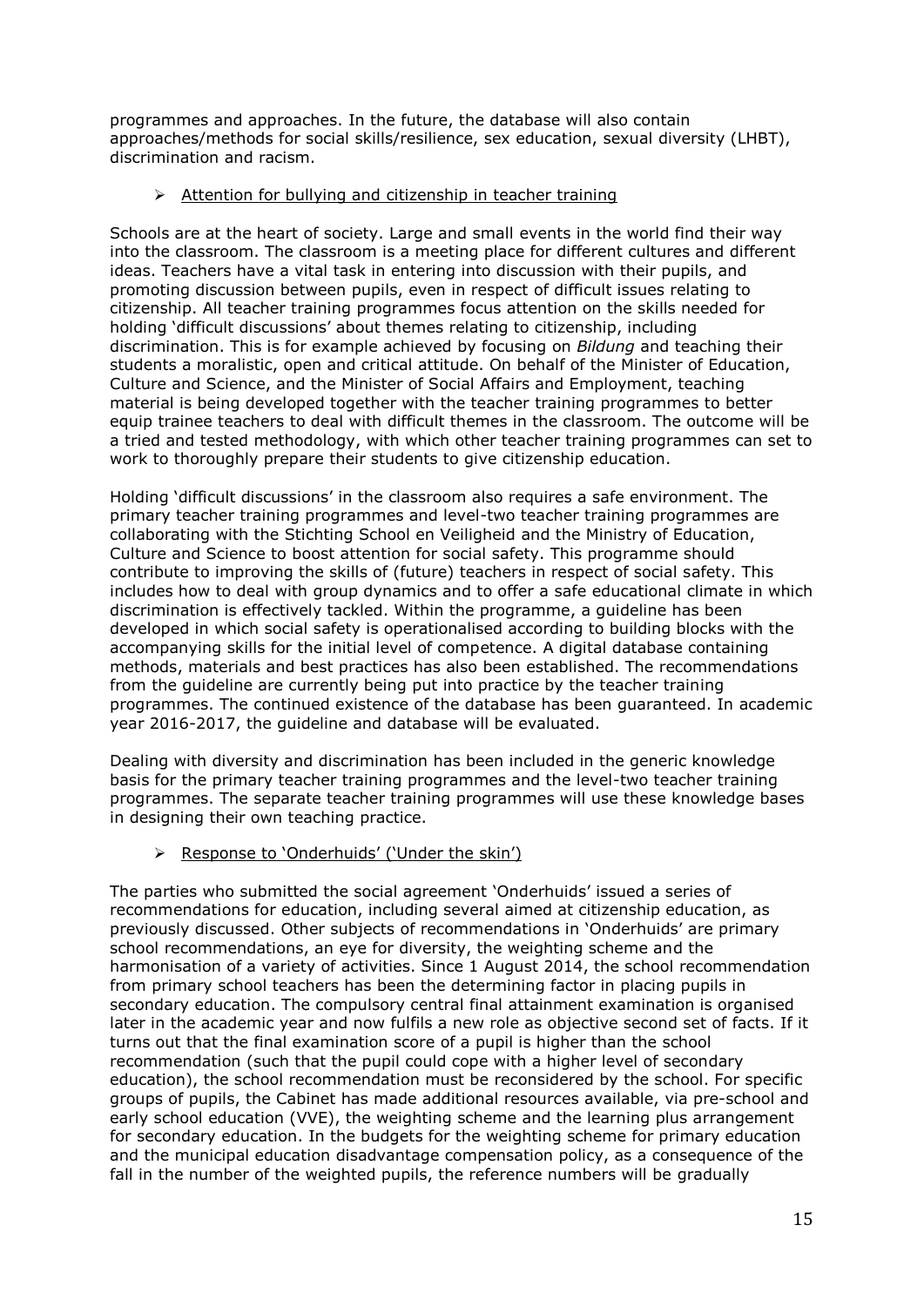programmes and approaches. In the future, the database will also contain approaches/methods for social skills/resilience, sex education, sexual diversity (LHBT), discrimination and racism.

- Attention for bullying and citizenship in teacher training

Schools are at the heart of society. Large and small events in the world find their way into the classroom. The classroom is a meeting place for different cultures and different ideas. Teachers have a vital task in entering into discussion with their pupils, and promoting discussion between pupils, even in respect of difficult issues relating to citizenship. All teacher training programmes focus attention on the skills needed for holding 'difficult discussions' about themes relating to citizenship, including discrimination. This is for example achieved by focusing on *Bildung* and teaching their students a moralistic, open and critical attitude. On behalf of the Minister of Education, Culture and Science, and the Minister of Social Affairs and Employment, teaching material is being developed together with the teacher training programmes to better equip trainee teachers to deal with difficult themes in the classroom. The outcome will be a tried and tested methodology, with which other teacher training programmes can set to work to thoroughly prepare their students to give citizenship education.

Holding 'difficult discussions' in the classroom also requires a safe environment. The primary teacher training programmes and level-two teacher training programmes are collaborating with the Stichting School en Veiligheid and the Ministry of Education, Culture and Science to boost attention for social safety. This programme should contribute to improving the skills of (future) teachers in respect of social safety. This includes how to deal with group dynamics and to offer a safe educational climate in which discrimination is effectively tackled. Within the programme, a guideline has been developed in which social safety is operationalised according to building blocks with the accompanying skills for the initial level of competence. A digital database containing methods, materials and best practices has also been established. The recommendations from the guideline are currently being put into practice by the teacher training programmes. The continued existence of the database has been guaranteed. In academic year 2016-2017, the guideline and database will be evaluated.

Dealing with diversity and discrimination has been included in the generic knowledge basis for the primary teacher training programmes and the level-two teacher training programmes. The separate teacher training programmes will use these knowledge bases in designing their own teaching practice.

- Response to 'Onderhuids' ('Under the skin')

The parties who submitted the social agreement 'Onderhuids' issued a series of recommendations for education, including several aimed at citizenship education, as previously discussed. Other subjects of recommendations in 'Onderhuids' are primary school recommendations, an eye for diversity, the weighting scheme and the harmonisation of a variety of activities. Since 1 August 2014, the school recommendation from primary school teachers has been the determining factor in placing pupils in secondary education. The compulsory central final attainment examination is organised later in the academic year and now fulfils a new role as objective second set of facts. If it turns out that the final examination score of a pupil is higher than the school recommendation (such that the pupil could cope with a higher level of secondary education), the school recommendation must be reconsidered by the school. For specific groups of pupils, the Cabinet has made additional resources available, via pre-school and early school education (VVE), the weighting scheme and the learning plus arrangement for secondary education. In the budgets for the weighting scheme for primary education and the municipal education disadvantage compensation policy, as a consequence of the fall in the number of the weighted pupils, the reference numbers will be gradually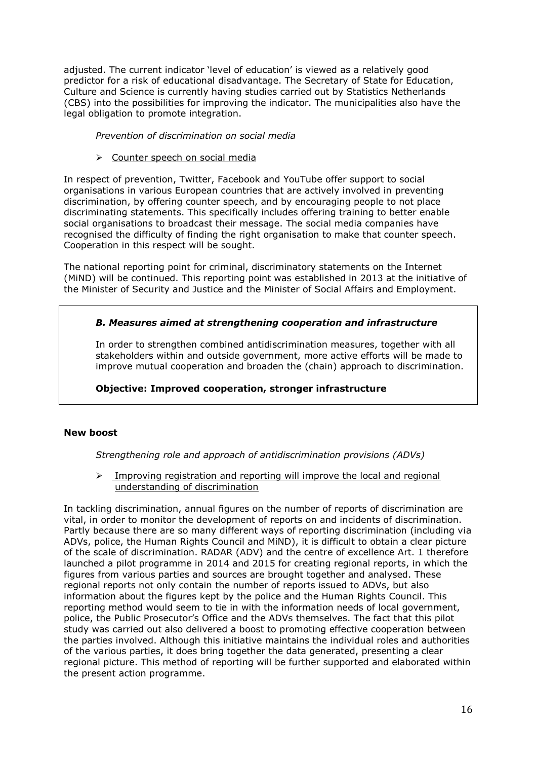adjusted. The current indicator 'level of education' is viewed as a relatively good predictor for a risk of educational disadvantage. The Secretary of State for Education, Culture and Science is currently having studies carried out by Statistics Netherlands (CBS) into the possibilities for improving the indicator. The municipalities also have the legal obligation to promote integration.

*Prevention of discrimination on social media*

- Counter speech on social media

In respect of prevention, Twitter, Facebook and YouTube offer support to social organisations in various European countries that are actively involved in preventing discrimination, by offering counter speech, and by encouraging people to not place discriminating statements. This specifically includes offering training to better enable social organisations to broadcast their message. The social media companies have recognised the difficulty of finding the right organisation to make that counter speech. Cooperation in this respect will be sought.

The national reporting point for criminal, discriminatory statements on the Internet (MiND) will be continued. This reporting point was established in 2013 at the initiative of the Minister of Security and Justice and the Minister of Social Affairs and Employment.

***B. Measures aimed at strengthening cooperation and infrastructure***

In order to strengthen combined antidiscrimination measures, together with all stakeholders within and outside government, more active efforts will be made to improve mutual cooperation and broaden the (chain) approach to discrimination.

**Objective: Improved cooperation, stronger infrastructure**

**New boost**

*Strengthening role and approach of antidiscrimination provisions (ADVs)*

- Improving registration and reporting will improve the local and regional understanding of discrimination

In tackling discrimination, annual figures on the number of reports of discrimination are vital, in order to monitor the development of reports on and incidents of discrimination. Partly because there are so many different ways of reporting discrimination (including via ADVs, police, the Human Rights Council and MiND), it is difficult to obtain a clear picture of the scale of discrimination. RADAR (ADV) and the centre of excellence Art. 1 therefore launched a pilot programme in 2014 and 2015 for creating regional reports, in which the figures from various parties and sources are brought together and analysed. These regional reports not only contain the number of reports issued to ADVs, but also information about the figures kept by the police and the Human Rights Council. This reporting method would seem to tie in with the information needs of local government, police, the Public Prosecutor's Office and the ADVs themselves. The fact that this pilot study was carried out also delivered a boost to promoting effective cooperation between the parties involved. Although this initiative maintains the individual roles and authorities of the various parties, it does bring together the data generated, presenting a clear regional picture. This method of reporting will be further supported and elaborated within the present action programme.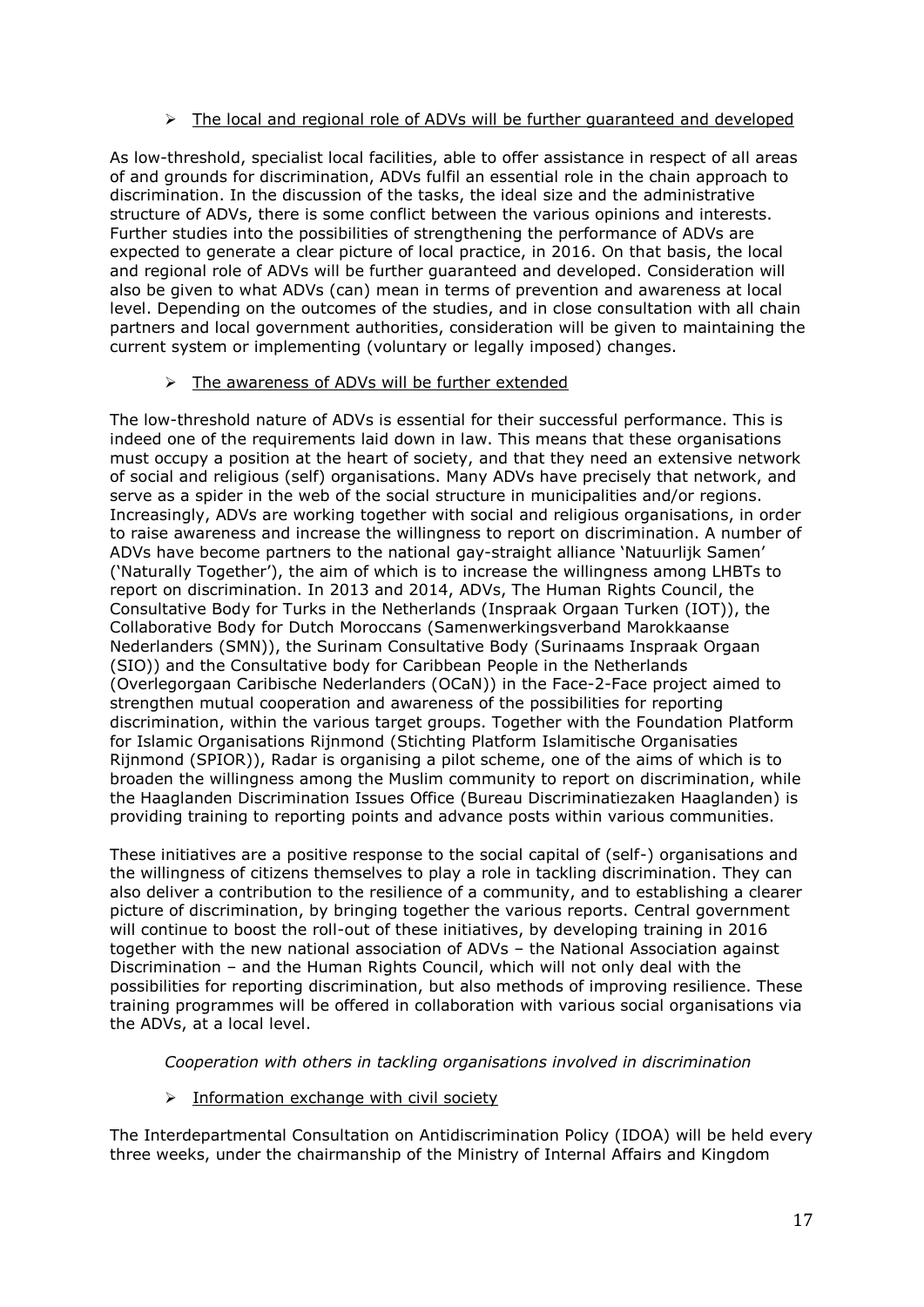- The local and regional role of ADVs will be further guaranteed and developed

As low-threshold, specialist local facilities, able to offer assistance in respect of all areas of and grounds for discrimination, ADVs fulfil an essential role in the chain approach to discrimination. In the discussion of the tasks, the ideal size and the administrative structure of ADVs, there is some conflict between the various opinions and interests. Further studies into the possibilities of strengthening the performance of ADVs are expected to generate a clear picture of local practice, in 2016. On that basis, the local and regional role of ADVs will be further guaranteed and developed. Consideration will also be given to what ADVs (can) mean in terms of prevention and awareness at local level. Depending on the outcomes of the studies, and in close consultation with all chain partners and local government authorities, consideration will be given to maintaining the current system or implementing (voluntary or legally imposed) changes.

- The awareness of ADVs will be further extended

The low-threshold nature of ADVs is essential for their successful performance. This is indeed one of the requirements laid down in law. This means that these organisations must occupy a position at the heart of society, and that they need an extensive network of social and religious (self) organisations. Many ADVs have precisely that network, and serve as a spider in the web of the social structure in municipalities and/or regions. Increasingly, ADVs are working together with social and religious organisations, in order to raise awareness and increase the willingness to report on discrimination. A number of ADVs have become partners to the national gay-straight alliance 'Natuurlijk Samen' ('Naturally Together'), the aim of which is to increase the willingness among LHBTs to report on discrimination. In 2013 and 2014, ADVs, The Human Rights Council, the Consultative Body for Turks in the Netherlands (Inspraak Orgaan Turken (IOT)), the Collaborative Body for Dutch Moroccans (Samenwerkingsverband Marokkaanse Nederlanders (SMN)), the Surinam Consultative Body (Surinaams Inspraak Orgaan (SIO)) and the Consultative body for Caribbean People in the Netherlands (Overlegorgaan Caribische Nederlanders (OCaN)) in the Face-2-Face project aimed to strengthen mutual cooperation and awareness of the possibilities for reporting discrimination, within the various target groups. Together with the Foundation Platform for Islamic Organisations Rijnmond (Stichting Platform Islamitische Organisaties Rijnmond (SPIOR)), Radar is organising a pilot scheme, one of the aims of which is to broaden the willingness among the Muslim community to report on discrimination, while the Haaglanden Discrimination Issues Office (Bureau Discriminatiezaken Haaglanden) is providing training to reporting points and advance posts within various communities.

These initiatives are a positive response to the social capital of (self-) organisations and the willingness of citizens themselves to play a role in tackling discrimination. They can also deliver a contribution to the resilience of a community, and to establishing a clearer picture of discrimination, by bringing together the various reports. Central government will continue to boost the roll-out of these initiatives, by developing training in 2016 together with the new national association of ADVs – the National Association against Discrimination – and the Human Rights Council, which will not only deal with the possibilities for reporting discrimination, but also methods of improving resilience. These training programmes will be offered in collaboration with various social organisations via the ADVs, at a local level.

*Cooperation with others in tackling organisations involved in discrimination*

- Information exchange with civil society

The Interdepartmental Consultation on Antidiscrimination Policy (IDOA) will be held every three weeks, under the chairmanship of the Ministry of Internal Affairs and Kingdom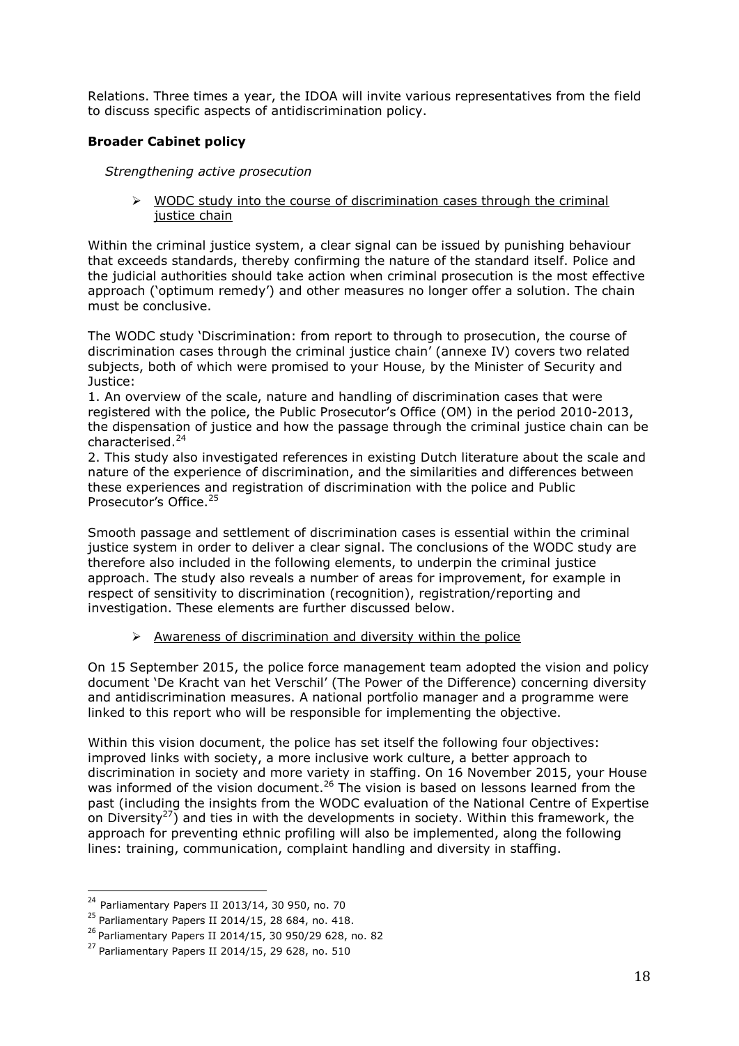Relations. Three times a year, the IDOA will invite various representatives from the field to discuss specific aspects of antidiscrimination policy.

**Broader Cabinet policy**

*Strengthening active prosecution*

- WODC study into the course of discrimination cases through the criminal justice chain

Within the criminal justice system, a clear signal can be issued by punishing behaviour that exceeds standards, thereby confirming the nature of the standard itself. Police and the judicial authorities should take action when criminal prosecution is the most effective approach ('optimum remedy') and other measures no longer offer a solution. The chain must be conclusive.

The WODC study 'Discrimination: from report to through to prosecution, the course of discrimination cases through the criminal justice chain' (annexe IV) covers two related subjects, both of which were promised to your House, by the Minister of Security and Justice:

1. An overview of the scale, nature and handling of discrimination cases that were registered with the police, the Public Prosecutor's Office (OM) in the period 2010-2013, the dispensation of justice and how the passage through the criminal justice chain can be characterised.[24]
2. This study also investigated references in existing Dutch literature about the scale and nature of the experience of discrimination, and the similarities and differences between these experiences and registration of discrimination with the police and Public Prosecutor's Office.[25]

Smooth passage and settlement of discrimination cases is essential within the criminal justice system in order to deliver a clear signal. The conclusions of the WODC study are therefore also included in the following elements, to underpin the criminal justice approach. The study also reveals a number of areas for improvement, for example in respect of sensitivity to discrimination (recognition), registration/reporting and investigation. These elements are further discussed below.

- Awareness of discrimination and diversity within the police

On 15 September 2015, the police force management team adopted the vision and policy document 'De Kracht van het Verschil' (The Power of the Difference) concerning diversity and antidiscrimination measures. A national portfolio manager and a programme were linked to this report who will be responsible for implementing the objective.

Within this vision document, the police has set itself the following four objectives: improved links with society, a more inclusive work culture, a better approach to discrimination in society and more variety in staffing. On 16 November 2015, your House was informed of the vision document.[26] The vision is based on lessons learned from the past (including the insights from the WODC evaluation of the National Centre of Expertise on Diversity[27]) and ties in with the developments in society. Within this framework, the approach for preventing ethnic profiling will also be implemented, along the following lines: training, communication, complaint handling and diversity in staffing.

[24] Parliamentary Papers II 2013/14, 30 950, no. 70

[25] Parliamentary Papers II 2014/15, 28 684, no. 418.

[26] Parliamentary Papers II 2014/15, 30 950/29 628, no. 82

[27] Parliamentary Papers II 2014/15, 29 628, no. 510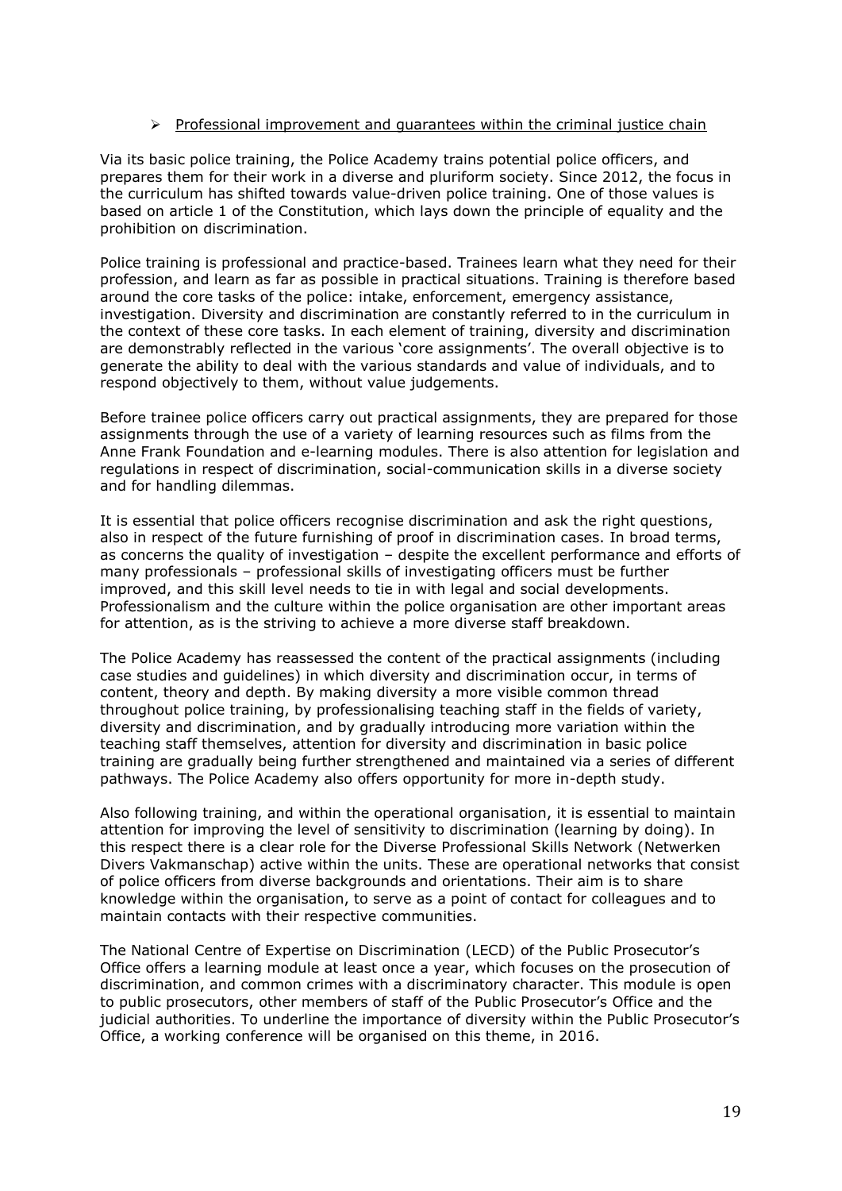- Professional improvement and guarantees within the criminal justice chain

Via its basic police training, the Police Academy trains potential police officers, and prepares them for their work in a diverse and pluriform society. Since 2012, the focus in the curriculum has shifted towards value-driven police training. One of those values is based on article 1 of the Constitution, which lays down the principle of equality and the prohibition on discrimination.

Police training is professional and practice-based. Trainees learn what they need for their profession, and learn as far as possible in practical situations. Training is therefore based around the core tasks of the police: intake, enforcement, emergency assistance, investigation. Diversity and discrimination are constantly referred to in the curriculum in the context of these core tasks. In each element of training, diversity and discrimination are demonstrably reflected in the various 'core assignments'. The overall objective is to generate the ability to deal with the various standards and value of individuals, and to respond objectively to them, without value judgements.

Before trainee police officers carry out practical assignments, they are prepared for those assignments through the use of a variety of learning resources such as films from the Anne Frank Foundation and e-learning modules. There is also attention for legislation and regulations in respect of discrimination, social-communication skills in a diverse society and for handling dilemmas.

It is essential that police officers recognise discrimination and ask the right questions, also in respect of the future furnishing of proof in discrimination cases. In broad terms, as concerns the quality of investigation – despite the excellent performance and efforts of many professionals – professional skills of investigating officers must be further improved, and this skill level needs to tie in with legal and social developments. Professionalism and the culture within the police organisation are other important areas for attention, as is the striving to achieve a more diverse staff breakdown.

The Police Academy has reassessed the content of the practical assignments (including case studies and guidelines) in which diversity and discrimination occur, in terms of content, theory and depth. By making diversity a more visible common thread throughout police training, by professionalising teaching staff in the fields of variety, diversity and discrimination, and by gradually introducing more variation within the teaching staff themselves, attention for diversity and discrimination in basic police training are gradually being further strengthened and maintained via a series of different pathways. The Police Academy also offers opportunity for more in-depth study.

Also following training, and within the operational organisation, it is essential to maintain attention for improving the level of sensitivity to discrimination (learning by doing). In this respect there is a clear role for the Diverse Professional Skills Network (Netwerken Divers Vakmanschap) active within the units. These are operational networks that consist of police officers from diverse backgrounds and orientations. Their aim is to share knowledge within the organisation, to serve as a point of contact for colleagues and to maintain contacts with their respective communities.

The National Centre of Expertise on Discrimination (LECD) of the Public Prosecutor's Office offers a learning module at least once a year, which focuses on the prosecution of discrimination, and common crimes with a discriminatory character. This module is open to public prosecutors, other members of staff of the Public Prosecutor's Office and the judicial authorities. To underline the importance of diversity within the Public Prosecutor's Office, a working conference will be organised on this theme, in 2016.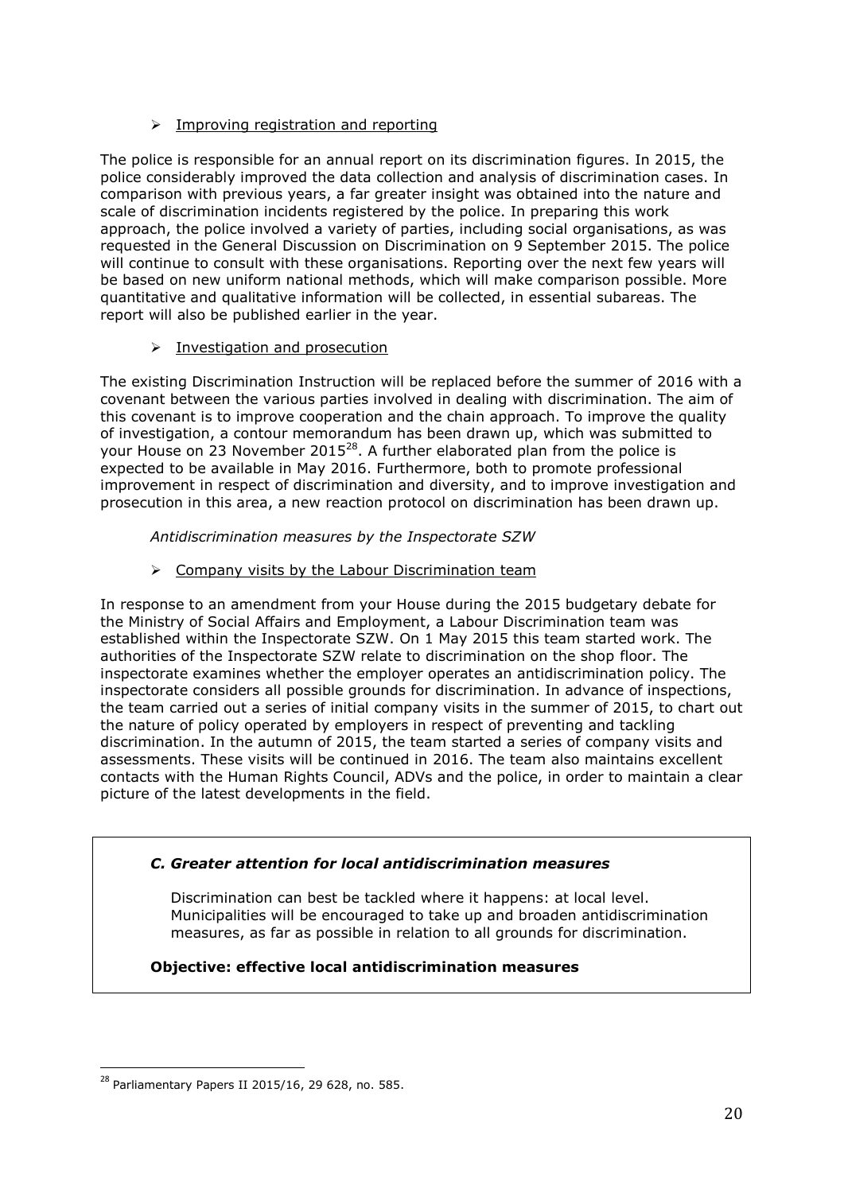- Improving registration and reporting

The police is responsible for an annual report on its discrimination figures. In 2015, the police considerably improved the data collection and analysis of discrimination cases. In comparison with previous years, a far greater insight was obtained into the nature and scale of discrimination incidents registered by the police. In preparing this work approach, the police involved a variety of parties, including social organisations, as was requested in the General Discussion on Discrimination on 9 September 2015. The police will continue to consult with these organisations. Reporting over the next few years will be based on new uniform national methods, which will make comparison possible. More quantitative and qualitative information will be collected, in essential subareas. The report will also be published earlier in the year.

- Investigation and prosecution

The existing Discrimination Instruction will be replaced before the summer of 2016 with a covenant between the various parties involved in dealing with discrimination. The aim of this covenant is to improve cooperation and the chain approach. To improve the quality of investigation, a contour memorandum has been drawn up, which was submitted to your House on 23 November 2015[28]. A further elaborated plan from the police is expected to be available in May 2016. Furthermore, both to promote professional improvement in respect of discrimination and diversity, and to improve investigation and prosecution in this area, a new reaction protocol on discrimination has been drawn up.

*Antidiscrimination measures by the Inspectorate SZW*

- Company visits by the Labour Discrimination team

In response to an amendment from your House during the 2015 budgetary debate for the Ministry of Social Affairs and Employment, a Labour Discrimination team was established within the Inspectorate SZW. On 1 May 2015 this team started work. The authorities of the Inspectorate SZW relate to discrimination on the shop floor. The inspectorate examines whether the employer operates an antidiscrimination policy. The inspectorate considers all possible grounds for discrimination. In advance of inspections, the team carried out a series of initial company visits in the summer of 2015, to chart out the nature of policy operated by employers in respect of preventing and tackling discrimination. In the autumn of 2015, the team started a series of company visits and assessments. These visits will be continued in 2016. The team also maintains excellent contacts with the Human Rights Council, ADVs and the police, in order to maintain a clear picture of the latest developments in the field.

***C. Greater attention for local antidiscrimination measures***

Discrimination can best be tackled where it happens: at local level. Municipalities will be encouraged to take up and broaden antidiscrimination measures, as far as possible in relation to all grounds for discrimination.

**Objective: effective local antidiscrimination measures**

[28] Parliamentary Papers II 2015/16, 29 628, no. 585.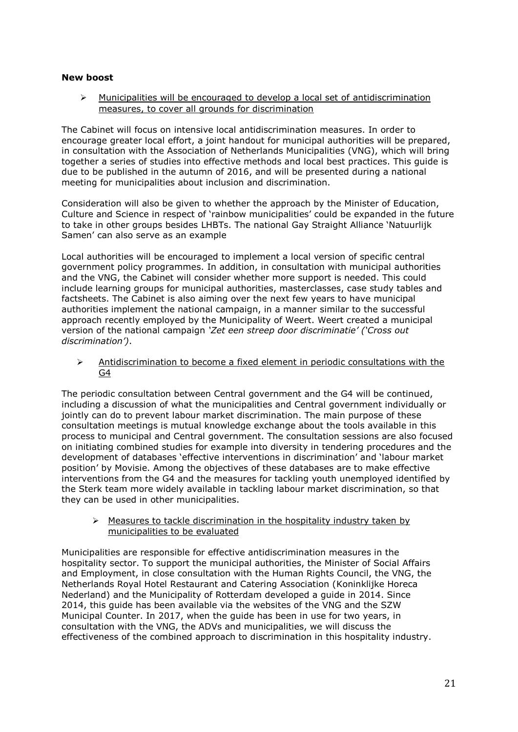**New boost**

- <u>Municipalities will be encouraged to develop a local set of antidiscrimination measures, to cover all grounds for discrimination</u>

The Cabinet will focus on intensive local antidiscrimination measures. In order to encourage greater local effort, a joint handout for municipal authorities will be prepared, in consultation with the Association of Netherlands Municipalities (VNG), which will bring together a series of studies into effective methods and local best practices. This guide is due to be published in the autumn of 2016, and will be presented during a national meeting for municipalities about inclusion and discrimination.

Consideration will also be given to whether the approach by the Minister of Education, Culture and Science in respect of 'rainbow municipalities' could be expanded in the future to take in other groups besides LHBTs. The national Gay Straight Alliance 'Natuurlijk Samen' can also serve as an example

Local authorities will be encouraged to implement a local version of specific central government policy programmes. In addition, in consultation with municipal authorities and the VNG, the Cabinet will consider whether more support is needed. This could include learning groups for municipal authorities, masterclasses, case study tables and factsheets. The Cabinet is also aiming over the next few years to have municipal authorities implement the national campaign, in a manner similar to the successful approach recently employed by the Municipality of Weert. Weert created a municipal version of the national campaign *'Zet een streep door discriminatie' ('Cross out discrimination')*.

- <u>Antidiscrimination to become a fixed element in periodic consultations with the G4</u>

The periodic consultation between Central government and the G4 will be continued, including a discussion of what the municipalities and Central government individually or jointly can do to prevent labour market discrimination. The main purpose of these consultation meetings is mutual knowledge exchange about the tools available in this process to municipal and Central government. The consultation sessions are also focused on initiating combined studies for example into diversity in tendering procedures and the development of databases 'effective interventions in discrimination' and 'labour market position' by Movisie. Among the objectives of these databases are to make effective interventions from the G4 and the measures for tackling youth unemployed identified by the Sterk team more widely available in tackling labour market discrimination, so that they can be used in other municipalities.

- <u>Measures to tackle discrimination in the hospitality industry taken by municipalities to be evaluated</u>

Municipalities are responsible for effective antidiscrimination measures in the hospitality sector. To support the municipal authorities, the Minister of Social Affairs and Employment, in close consultation with the Human Rights Council, the VNG, the Netherlands Royal Hotel Restaurant and Catering Association (Koninklijke Horeca Nederland) and the Municipality of Rotterdam developed a guide in 2014. Since 2014, this guide has been available via the websites of the VNG and the SZW Municipal Counter. In 2017, when the guide has been in use for two years, in consultation with the VNG, the ADVs and municipalities, we will discuss the effectiveness of the combined approach to discrimination in this hospitality industry.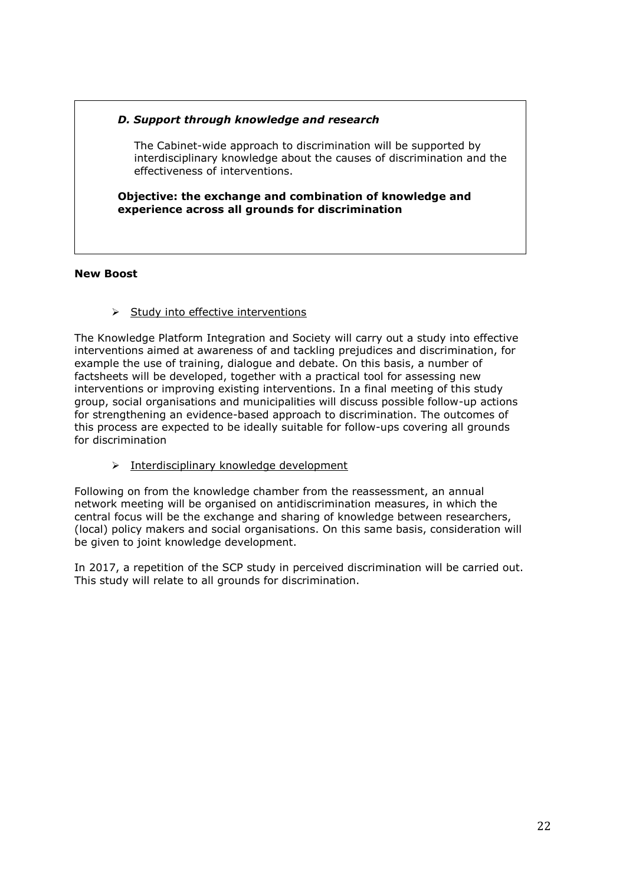### *D. Support through knowledge and research*

The Cabinet-wide approach to discrimination will be supported by interdisciplinary knowledge about the causes of discrimination and the effectiveness of interventions.

**Objective: the exchange and combination of knowledge and experience across all grounds for discrimination**

**New Boost**

- Study into effective interventions

The Knowledge Platform Integration and Society will carry out a study into effective interventions aimed at awareness of and tackling prejudices and discrimination, for example the use of training, dialogue and debate. On this basis, a number of factsheets will be developed, together with a practical tool for assessing new interventions or improving existing interventions. In a final meeting of this study group, social organisations and municipalities will discuss possible follow-up actions for strengthening an evidence-based approach to discrimination. The outcomes of this process are expected to be ideally suitable for follow-ups covering all grounds for discrimination

- Interdisciplinary knowledge development

Following on from the knowledge chamber from the reassessment, an annual network meeting will be organised on antidiscrimination measures, in which the central focus will be the exchange and sharing of knowledge between researchers, (local) policy makers and social organisations. On this same basis, consideration will be given to joint knowledge development.

In 2017, a repetition of the SCP study in perceived discrimination will be carried out. This study will relate to all grounds for discrimination.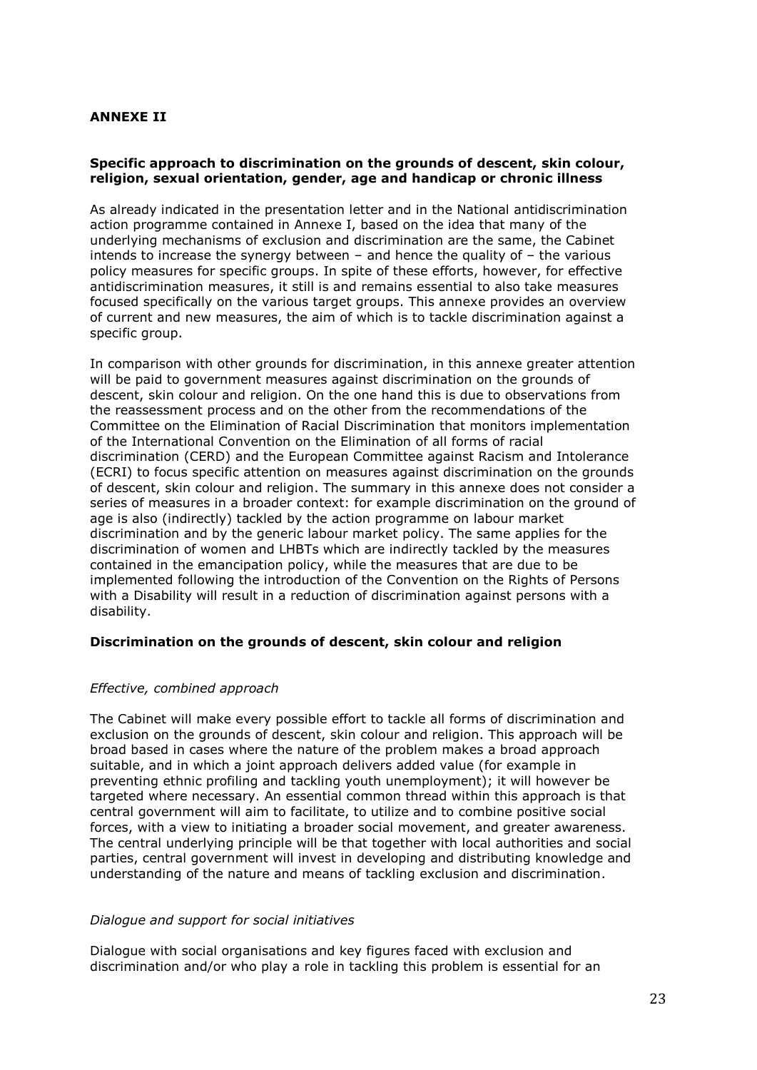**ANNEXE II**

**Specific approach to discrimination on the grounds of descent, skin colour, religion, sexual orientation, gender, age and handicap or chronic illness**

As already indicated in the presentation letter and in the National antidiscrimination action programme contained in Annexe I, based on the idea that many of the underlying mechanisms of exclusion and discrimination are the same, the Cabinet intends to increase the synergy between – and hence the quality of – the various policy measures for specific groups. In spite of these efforts, however, for effective antidiscrimination measures, it still is and remains essential to also take measures focused specifically on the various target groups. This annexe provides an overview of current and new measures, the aim of which is to tackle discrimination against a specific group.

In comparison with other grounds for discrimination, in this annexe greater attention will be paid to government measures against discrimination on the grounds of descent, skin colour and religion. On the one hand this is due to observations from the reassessment process and on the other from the recommendations of the Committee on the Elimination of Racial Discrimination that monitors implementation of the International Convention on the Elimination of all forms of racial discrimination (CERD) and the European Committee against Racism and Intolerance (ECRI) to focus specific attention on measures against discrimination on the grounds of descent, skin colour and religion. The summary in this annexe does not consider a series of measures in a broader context: for example discrimination on the ground of age is also (indirectly) tackled by the action programme on labour market discrimination and by the generic labour market policy. The same applies for the discrimination of women and LHBTs which are indirectly tackled by the measures contained in the emancipation policy, while the measures that are due to be implemented following the introduction of the Convention on the Rights of Persons with a Disability will result in a reduction of discrimination against persons with a disability.

**Discrimination on the grounds of descent, skin colour and religion**

*Effective, combined approach*

The Cabinet will make every possible effort to tackle all forms of discrimination and exclusion on the grounds of descent, skin colour and religion. This approach will be broad based in cases where the nature of the problem makes a broad approach suitable, and in which a joint approach delivers added value (for example in preventing ethnic profiling and tackling youth unemployment); it will however be targeted where necessary. An essential common thread within this approach is that central government will aim to facilitate, to utilize and to combine positive social forces, with a view to initiating a broader social movement, and greater awareness. The central underlying principle will be that together with local authorities and social parties, central government will invest in developing and distributing knowledge and understanding of the nature and means of tackling exclusion and discrimination.

*Dialogue and support for social initiatives*

Dialogue with social organisations and key figures faced with exclusion and discrimination and/or who play a role in tackling this problem is essential for an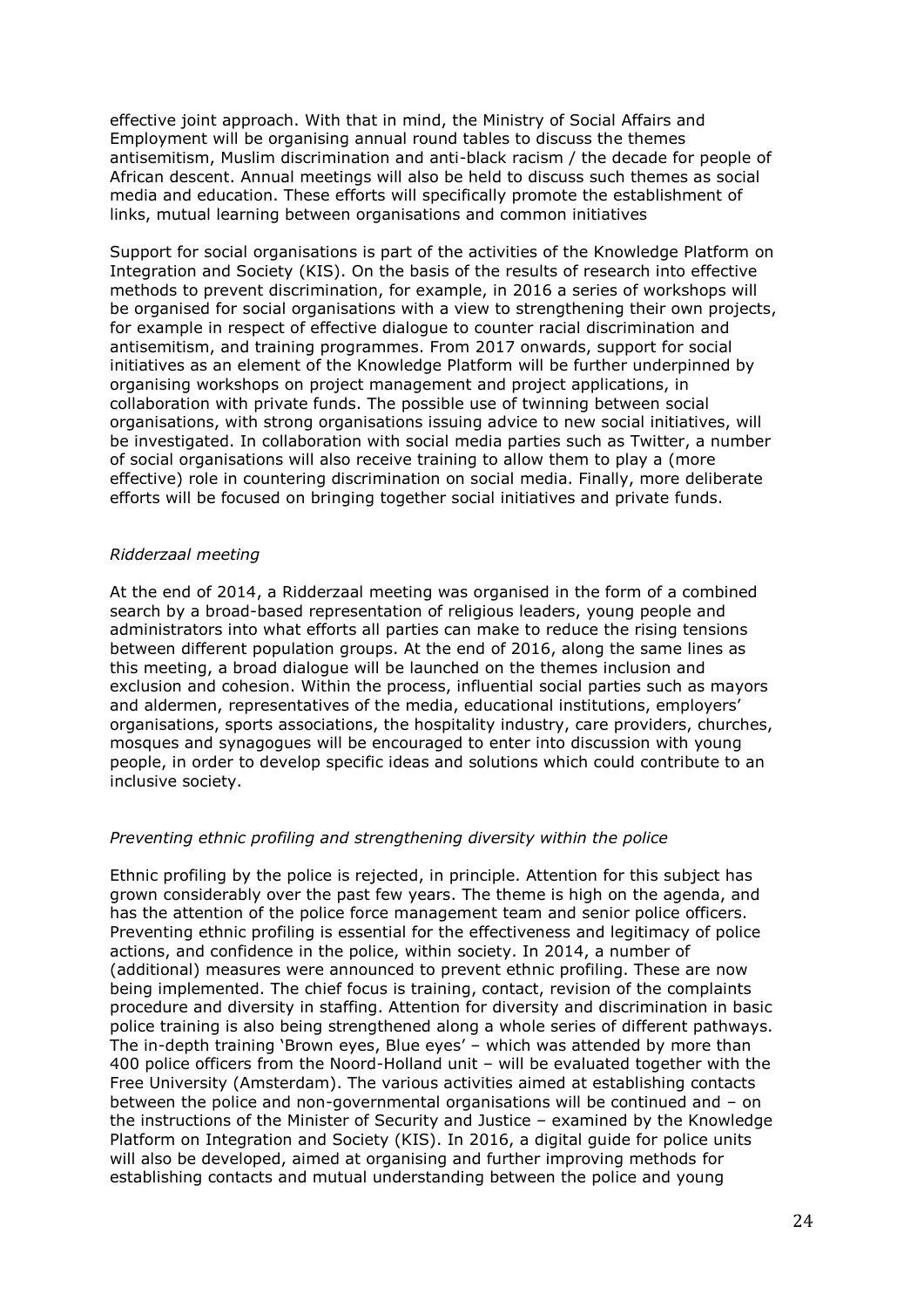effective joint approach. With that in mind, the Ministry of Social Affairs and Employment will be organising annual round tables to discuss the themes antisemitism, Muslim discrimination and anti-black racism / the decade for people of African descent. Annual meetings will also be held to discuss such themes as social media and education. These efforts will specifically promote the establishment of links, mutual learning between organisations and common initiatives

Support for social organisations is part of the activities of the Knowledge Platform on Integration and Society (KIS). On the basis of the results of research into effective methods to prevent discrimination, for example, in 2016 a series of workshops will be organised for social organisations with a view to strengthening their own projects, for example in respect of effective dialogue to counter racial discrimination and antisemitism, and training programmes. From 2017 onwards, support for social initiatives as an element of the Knowledge Platform will be further underpinned by organising workshops on project management and project applications, in collaboration with private funds. The possible use of twinning between social organisations, with strong organisations issuing advice to new social initiatives, will be investigated. In collaboration with social media parties such as Twitter, a number of social organisations will also receive training to allow them to play a (more effective) role in countering discrimination on social media. Finally, more deliberate efforts will be focused on bringing together social initiatives and private funds.

*Ridderzaal meeting*

At the end of 2014, a Ridderzaal meeting was organised in the form of a combined search by a broad-based representation of religious leaders, young people and administrators into what efforts all parties can make to reduce the rising tensions between different population groups. At the end of 2016, along the same lines as this meeting, a broad dialogue will be launched on the themes inclusion and exclusion and cohesion. Within the process, influential social parties such as mayors and aldermen, representatives of the media, educational institutions, employers' organisations, sports associations, the hospitality industry, care providers, churches, mosques and synagogues will be encouraged to enter into discussion with young people, in order to develop specific ideas and solutions which could contribute to an inclusive society.

*Preventing ethnic profiling and strengthening diversity within the police*

Ethnic profiling by the police is rejected, in principle. Attention for this subject has grown considerably over the past few years. The theme is high on the agenda, and has the attention of the police force management team and senior police officers. Preventing ethnic profiling is essential for the effectiveness and legitimacy of police actions, and confidence in the police, within society. In 2014, a number of (additional) measures were announced to prevent ethnic profiling. These are now being implemented. The chief focus is training, contact, revision of the complaints procedure and diversity in staffing. Attention for diversity and discrimination in basic police training is also being strengthened along a whole series of different pathways. The in-depth training 'Brown eyes, Blue eyes' – which was attended by more than 400 police officers from the Noord-Holland unit – will be evaluated together with the Free University (Amsterdam). The various activities aimed at establishing contacts between the police and non-governmental organisations will be continued and – on the instructions of the Minister of Security and Justice – examined by the Knowledge Platform on Integration and Society (KIS). In 2016, a digital guide for police units will also be developed, aimed at organising and further improving methods for establishing contacts and mutual understanding between the police and young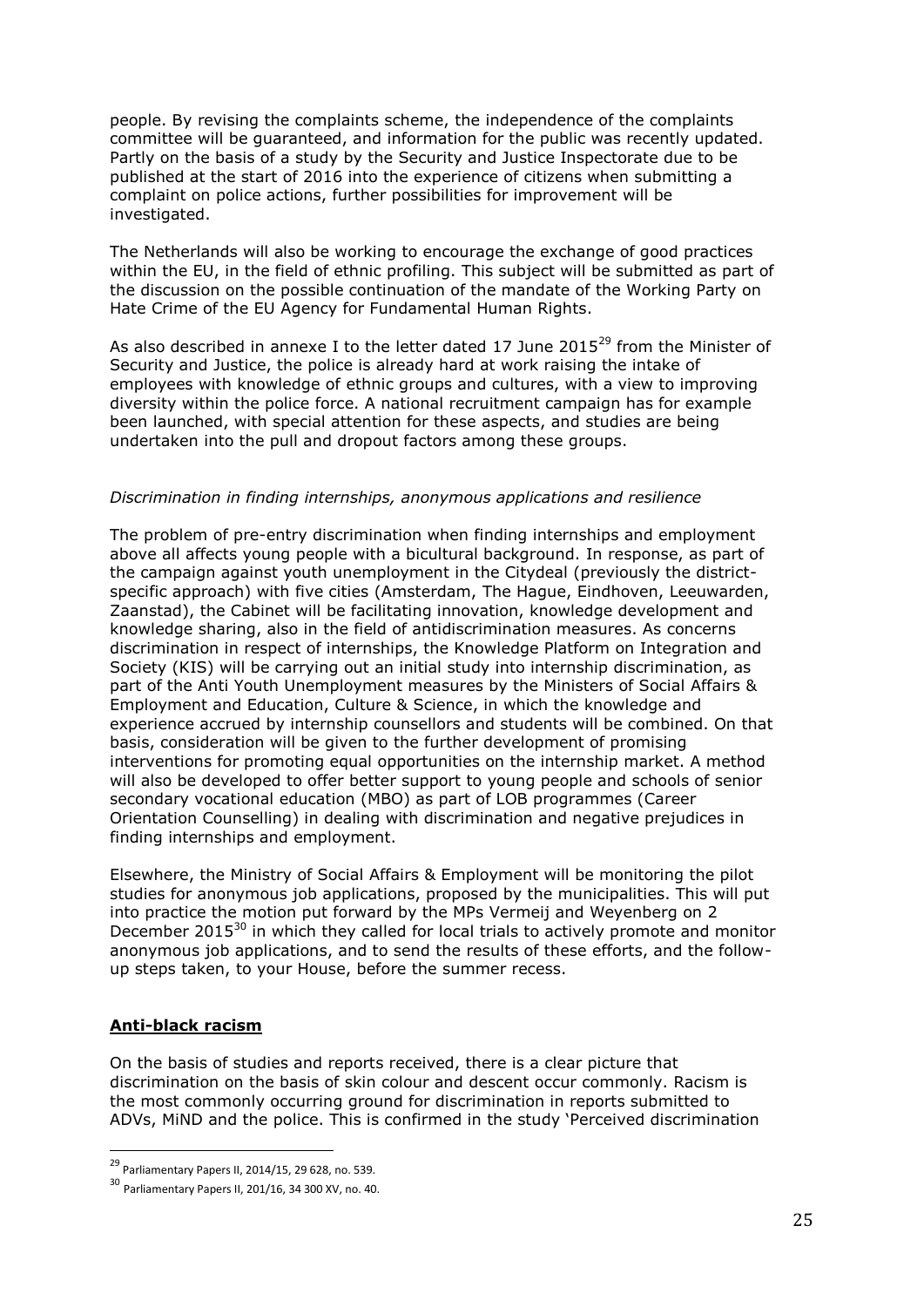people. By revising the complaints scheme, the independence of the complaints committee will be guaranteed, and information for the public was recently updated. Partly on the basis of a study by the Security and Justice Inspectorate due to be published at the start of 2016 into the experience of citizens when submitting a complaint on police actions, further possibilities for improvement will be investigated.

The Netherlands will also be working to encourage the exchange of good practices within the EU, in the field of ethnic profiling. This subject will be submitted as part of the discussion on the possible continuation of the mandate of the Working Party on Hate Crime of the EU Agency for Fundamental Human Rights.

As also described in annexe I to the letter dated 17 June 2015[29] from the Minister of Security and Justice, the police is already hard at work raising the intake of employees with knowledge of ethnic groups and cultures, with a view to improving diversity within the police force. A national recruitment campaign has for example been launched, with special attention for these aspects, and studies are being undertaken into the pull and dropout factors among these groups.

*Discrimination in finding internships, anonymous applications and resilience*

The problem of pre-entry discrimination when finding internships and employment above all affects young people with a bicultural background. In response, as part of the campaign against youth unemployment in the Citydeal (previously the district-specific approach) with five cities (Amsterdam, The Hague, Eindhoven, Leeuwarden, Zaanstad), the Cabinet will be facilitating innovation, knowledge development and knowledge sharing, also in the field of antidiscrimination measures. As concerns discrimination in respect of internships, the Knowledge Platform on Integration and Society (KIS) will be carrying out an initial study into internship discrimination, as part of the Anti Youth Unemployment measures by the Ministers of Social Affairs & Employment and Education, Culture & Science, in which the knowledge and experience accrued by internship counsellors and students will be combined. On that basis, consideration will be given to the further development of promising interventions for promoting equal opportunities on the internship market. A method will also be developed to offer better support to young people and schools of senior secondary vocational education (MBO) as part of LOB programmes (Career Orientation Counselling) in dealing with discrimination and negative prejudices in finding internships and employment.

Elsewhere, the Ministry of Social Affairs & Employment will be monitoring the pilot studies for anonymous job applications, proposed by the municipalities. This will put into practice the motion put forward by the MPs Vermeij and Weyenberg on 2 December 2015[30] in which they called for local trials to actively promote and monitor anonymous job applications, and to send the results of these efforts, and the follow-up steps taken, to your House, before the summer recess.

## **Anti-black racism**

On the basis of studies and reports received, there is a clear picture that discrimination on the basis of skin colour and descent occur commonly. Racism is the most commonly occurring ground for discrimination in reports submitted to ADVs, MiND and the police. This is confirmed in the study 'Perceived discrimination

---

[29] Parliamentary Papers II, 2014/15, 29 628, no. 539.

[30] Parliamentary Papers II, 201/16, 34 300 XV, no. 40.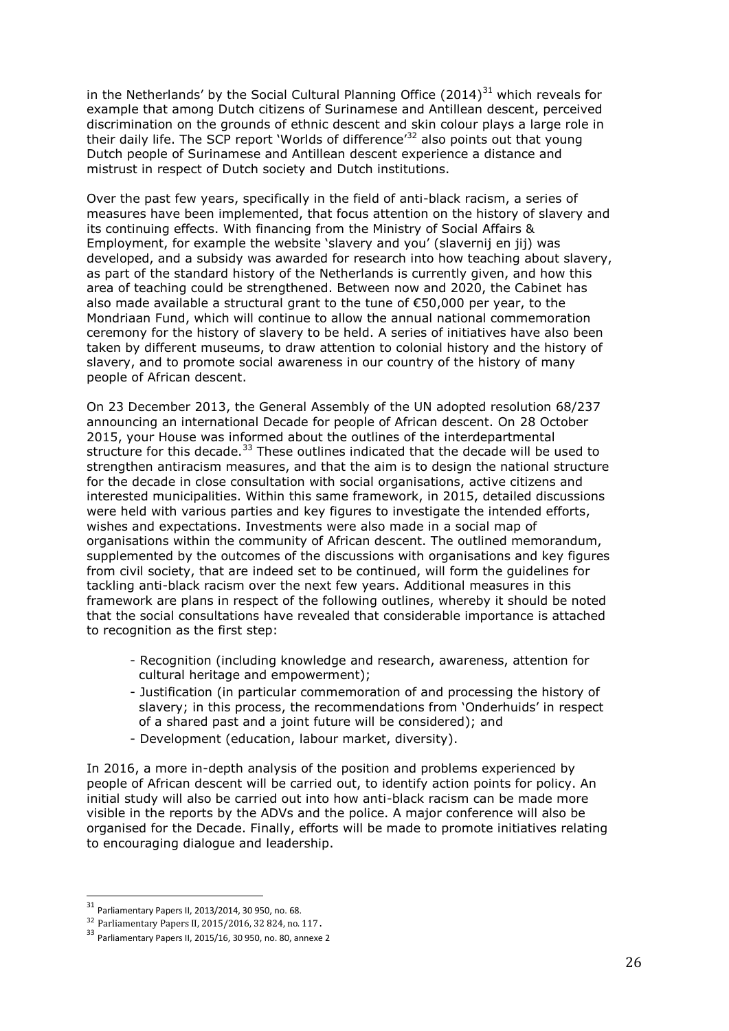in the Netherlands' by the Social Cultural Planning Office (2014)[31] which reveals for example that among Dutch citizens of Surinamese and Antillean descent, perceived discrimination on the grounds of ethnic descent and skin colour plays a large role in their daily life. The SCP report 'Worlds of difference'[32] also points out that young Dutch people of Surinamese and Antillean descent experience a distance and mistrust in respect of Dutch society and Dutch institutions.

Over the past few years, specifically in the field of anti-black racism, a series of measures have been implemented, that focus attention on the history of slavery and its continuing effects. With financing from the Ministry of Social Affairs & Employment, for example the website 'slavery and you' (slavernij en jij) was developed, and a subsidy was awarded for research into how teaching about slavery, as part of the standard history of the Netherlands is currently given, and how this area of teaching could be strengthened. Between now and 2020, the Cabinet has also made available a structural grant to the tune of €50,000 per year, to the Mondriaan Fund, which will continue to allow the annual national commemoration ceremony for the history of slavery to be held. A series of initiatives have also been taken by different museums, to draw attention to colonial history and the history of slavery, and to promote social awareness in our country of the history of many people of African descent.

On 23 December 2013, the General Assembly of the UN adopted resolution 68/237 announcing an international Decade for people of African descent. On 28 October 2015, your House was informed about the outlines of the interdepartmental structure for this decade.[33] These outlines indicated that the decade will be used to strengthen antiracism measures, and that the aim is to design the national structure for the decade in close consultation with social organisations, active citizens and interested municipalities. Within this same framework, in 2015, detailed discussions were held with various parties and key figures to investigate the intended efforts, wishes and expectations. Investments were also made in a social map of organisations within the community of African descent. The outlined memorandum, supplemented by the outcomes of the discussions with organisations and key figures from civil society, that are indeed set to be continued, will form the guidelines for tackling anti-black racism over the next few years. Additional measures in this framework are plans in respect of the following outlines, whereby it should be noted that the social consultations have revealed that considerable importance is attached to recognition as the first step:

- Recognition (including knowledge and research, awareness, attention for cultural heritage and empowerment);
- Justification (in particular commemoration of and processing the history of slavery; in this process, the recommendations from 'Onderhuids' in respect of a shared past and a joint future will be considered); and
- Development (education, labour market, diversity).

In 2016, a more in-depth analysis of the position and problems experienced by people of African descent will be carried out, to identify action points for policy. An initial study will also be carried out into how anti-black racism can be made more visible in the reports by the ADVs and the police. A major conference will also be organised for the Decade. Finally, efforts will be made to promote initiatives relating to encouraging dialogue and leadership.

---

[31] Parliamentary Papers II, 2013/2014, 30 950, no. 68.

[32] Parliamentary Papers II, 2015/2016, 32 824, no. 117.

[33] Parliamentary Papers II, 2015/16, 30 950, no. 80, annexe 2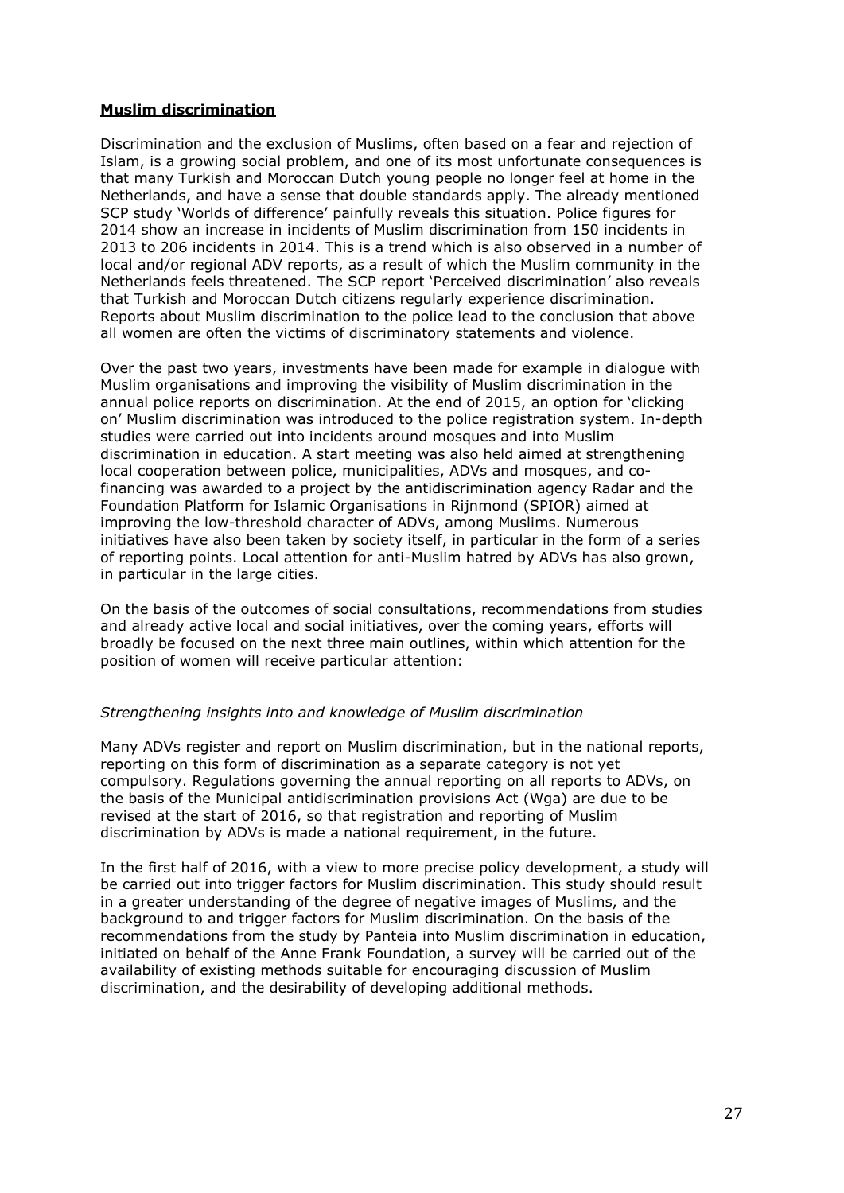**Muslim discrimination**

Discrimination and the exclusion of Muslims, often based on a fear and rejection of Islam, is a growing social problem, and one of its most unfortunate consequences is that many Turkish and Moroccan Dutch young people no longer feel at home in the Netherlands, and have a sense that double standards apply. The already mentioned SCP study 'Worlds of difference' painfully reveals this situation. Police figures for 2014 show an increase in incidents of Muslim discrimination from 150 incidents in 2013 to 206 incidents in 2014. This is a trend which is also observed in a number of local and/or regional ADV reports, as a result of which the Muslim community in the Netherlands feels threatened. The SCP report 'Perceived discrimination' also reveals that Turkish and Moroccan Dutch citizens regularly experience discrimination. Reports about Muslim discrimination to the police lead to the conclusion that above all women are often the victims of discriminatory statements and violence.

Over the past two years, investments have been made for example in dialogue with Muslim organisations and improving the visibility of Muslim discrimination in the annual police reports on discrimination. At the end of 2015, an option for 'clicking on' Muslim discrimination was introduced to the police registration system. In-depth studies were carried out into incidents around mosques and into Muslim discrimination in education. A start meeting was also held aimed at strengthening local cooperation between police, municipalities, ADVs and mosques, and co-financing was awarded to a project by the antidiscrimination agency Radar and the Foundation Platform for Islamic Organisations in Rijnmond (SPIOR) aimed at improving the low-threshold character of ADVs, among Muslims. Numerous initiatives have also been taken by society itself, in particular in the form of a series of reporting points. Local attention for anti-Muslim hatred by ADVs has also grown, in particular in the large cities.

On the basis of the outcomes of social consultations, recommendations from studies and already active local and social initiatives, over the coming years, efforts will broadly be focused on the next three main outlines, within which attention for the position of women will receive particular attention:

*Strengthening insights into and knowledge of Muslim discrimination*

Many ADVs register and report on Muslim discrimination, but in the national reports, reporting on this form of discrimination as a separate category is not yet compulsory. Regulations governing the annual reporting on all reports to ADVs, on the basis of the Municipal antidiscrimination provisions Act (Wga) are due to be revised at the start of 2016, so that registration and reporting of Muslim discrimination by ADVs is made a national requirement, in the future.

In the first half of 2016, with a view to more precise policy development, a study will be carried out into trigger factors for Muslim discrimination. This study should result in a greater understanding of the degree of negative images of Muslims, and the background to and trigger factors for Muslim discrimination. On the basis of the recommendations from the study by Panteia into Muslim discrimination in education, initiated on behalf of the Anne Frank Foundation, a survey will be carried out of the availability of existing methods suitable for encouraging discussion of Muslim discrimination, and the desirability of developing additional methods.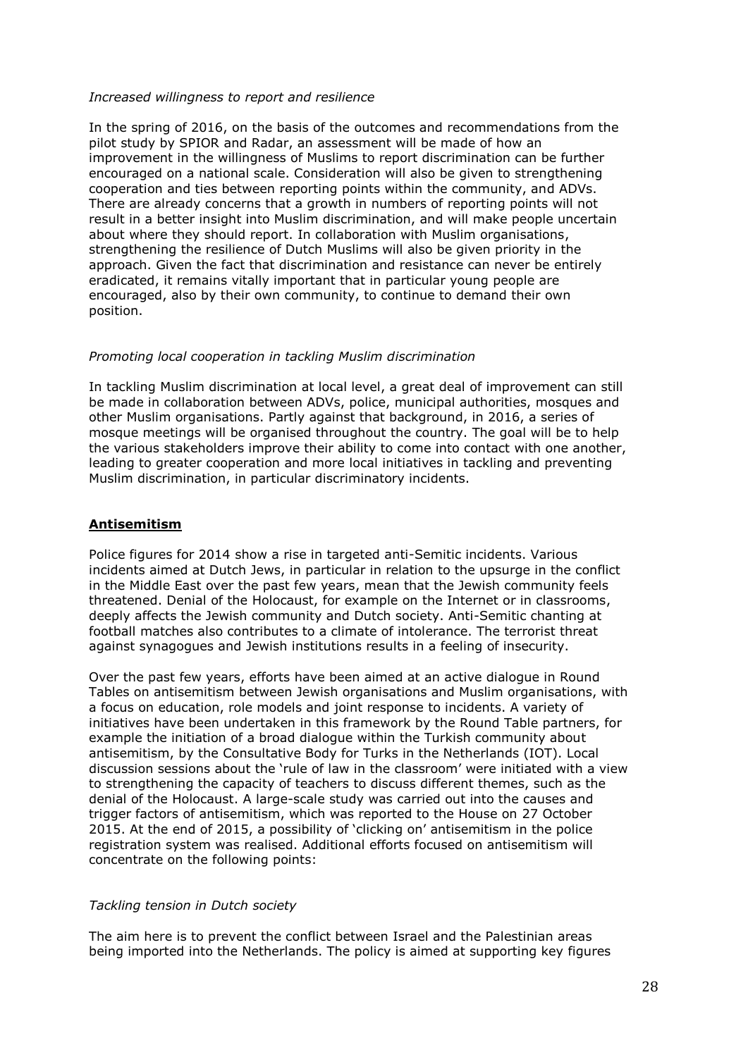*Increased willingness to report and resilience*

In the spring of 2016, on the basis of the outcomes and recommendations from the pilot study by SPIOR and Radar, an assessment will be made of how an improvement in the willingness of Muslims to report discrimination can be further encouraged on a national scale. Consideration will also be given to strengthening cooperation and ties between reporting points within the community, and ADVs. There are already concerns that a growth in numbers of reporting points will not result in a better insight into Muslim discrimination, and will make people uncertain about where they should report. In collaboration with Muslim organisations, strengthening the resilience of Dutch Muslims will also be given priority in the approach. Given the fact that discrimination and resistance can never be entirely eradicated, it remains vitally important that in particular young people are encouraged, also by their own community, to continue to demand their own position.

*Promoting local cooperation in tackling Muslim discrimination*

In tackling Muslim discrimination at local level, a great deal of improvement can still be made in collaboration between ADVs, police, municipal authorities, mosques and other Muslim organisations. Partly against that background, in 2016, a series of mosque meetings will be organised throughout the country. The goal will be to help the various stakeholders improve their ability to come into contact with one another, leading to greater cooperation and more local initiatives in tackling and preventing Muslim discrimination, in particular discriminatory incidents.

## **Antisemitism**

Police figures for 2014 show a rise in targeted anti-Semitic incidents. Various incidents aimed at Dutch Jews, in particular in relation to the upsurge in the conflict in the Middle East over the past few years, mean that the Jewish community feels threatened. Denial of the Holocaust, for example on the Internet or in classrooms, deeply affects the Jewish community and Dutch society. Anti-Semitic chanting at football matches also contributes to a climate of intolerance. The terrorist threat against synagogues and Jewish institutions results in a feeling of insecurity.

Over the past few years, efforts have been aimed at an active dialogue in Round Tables on antisemitism between Jewish organisations and Muslim organisations, with a focus on education, role models and joint response to incidents. A variety of initiatives have been undertaken in this framework by the Round Table partners, for example the initiation of a broad dialogue within the Turkish community about antisemitism, by the Consultative Body for Turks in the Netherlands (IOT). Local discussion sessions about the 'rule of law in the classroom' were initiated with a view to strengthening the capacity of teachers to discuss different themes, such as the denial of the Holocaust. A large-scale study was carried out into the causes and trigger factors of antisemitism, which was reported to the House on 27 October 2015. At the end of 2015, a possibility of 'clicking on' antisemitism in the police registration system was realised. Additional efforts focused on antisemitism will concentrate on the following points:

*Tackling tension in Dutch society*

The aim here is to prevent the conflict between Israel and the Palestinian areas being imported into the Netherlands. The policy is aimed at supporting key figures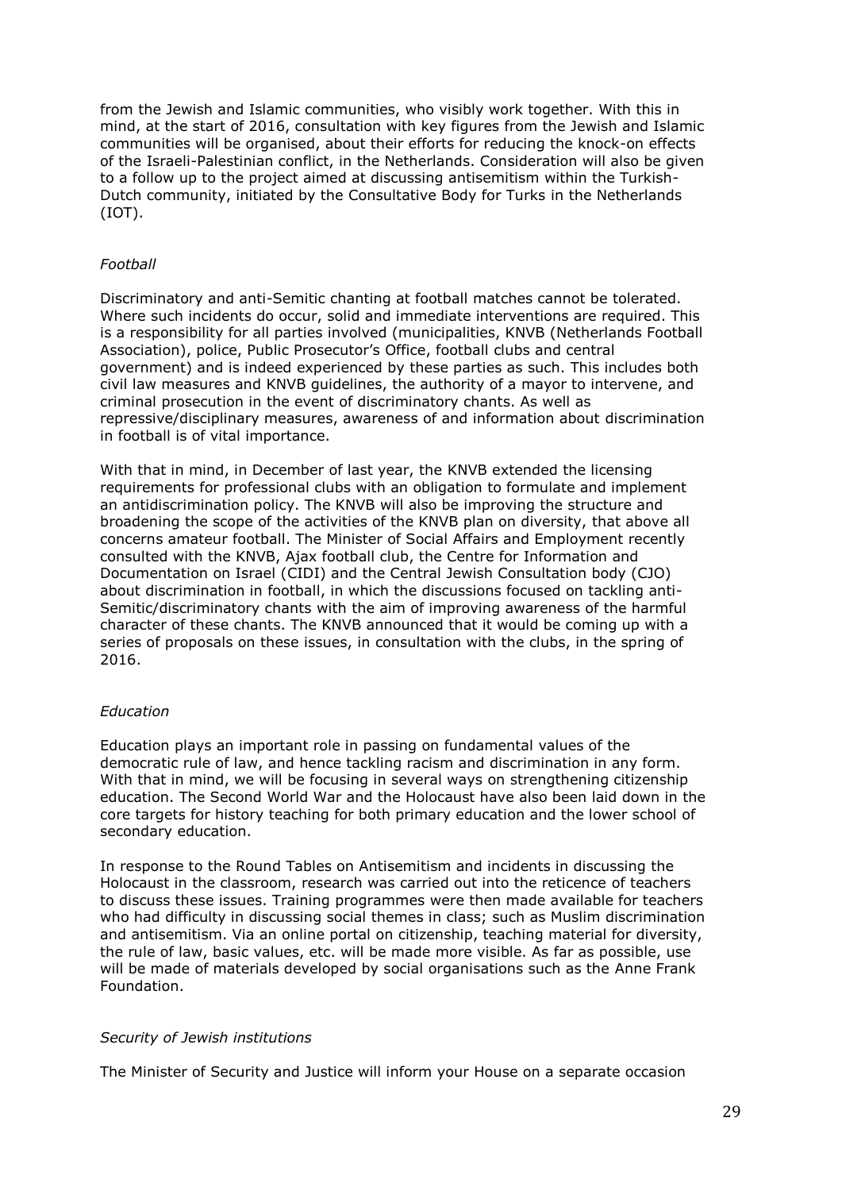from the Jewish and Islamic communities, who visibly work together. With this in mind, at the start of 2016, consultation with key figures from the Jewish and Islamic communities will be organised, about their efforts for reducing the knock-on effects of the Israeli-Palestinian conflict, in the Netherlands. Consideration will also be given to a follow up to the project aimed at discussing antisemitism within the Turkish-Dutch community, initiated by the Consultative Body for Turks in the Netherlands (IOT).

*Football*

Discriminatory and anti-Semitic chanting at football matches cannot be tolerated. Where such incidents do occur, solid and immediate interventions are required. This is a responsibility for all parties involved (municipalities, KNVB (Netherlands Football Association), police, Public Prosecutor's Office, football clubs and central government) and is indeed experienced by these parties as such. This includes both civil law measures and KNVB guidelines, the authority of a mayor to intervene, and criminal prosecution in the event of discriminatory chants. As well as repressive/disciplinary measures, awareness of and information about discrimination in football is of vital importance.

With that in mind, in December of last year, the KNVB extended the licensing requirements for professional clubs with an obligation to formulate and implement an antidiscrimination policy. The KNVB will also be improving the structure and broadening the scope of the activities of the KNVB plan on diversity, that above all concerns amateur football. The Minister of Social Affairs and Employment recently consulted with the KNVB, Ajax football club, the Centre for Information and Documentation on Israel (CIDI) and the Central Jewish Consultation body (CJO) about discrimination in football, in which the discussions focused on tackling anti-Semitic/discriminatory chants with the aim of improving awareness of the harmful character of these chants. The KNVB announced that it would be coming up with a series of proposals on these issues, in consultation with the clubs, in the spring of 2016.

*Education*

Education plays an important role in passing on fundamental values of the democratic rule of law, and hence tackling racism and discrimination in any form. With that in mind, we will be focusing in several ways on strengthening citizenship education. The Second World War and the Holocaust have also been laid down in the core targets for history teaching for both primary education and the lower school of secondary education.

In response to the Round Tables on Antisemitism and incidents in discussing the Holocaust in the classroom, research was carried out into the reticence of teachers to discuss these issues. Training programmes were then made available for teachers who had difficulty in discussing social themes in class; such as Muslim discrimination and antisemitism. Via an online portal on citizenship, teaching material for diversity, the rule of law, basic values, etc. will be made more visible. As far as possible, use will be made of materials developed by social organisations such as the Anne Frank Foundation.

*Security of Jewish institutions*

The Minister of Security and Justice will inform your House on a separate occasion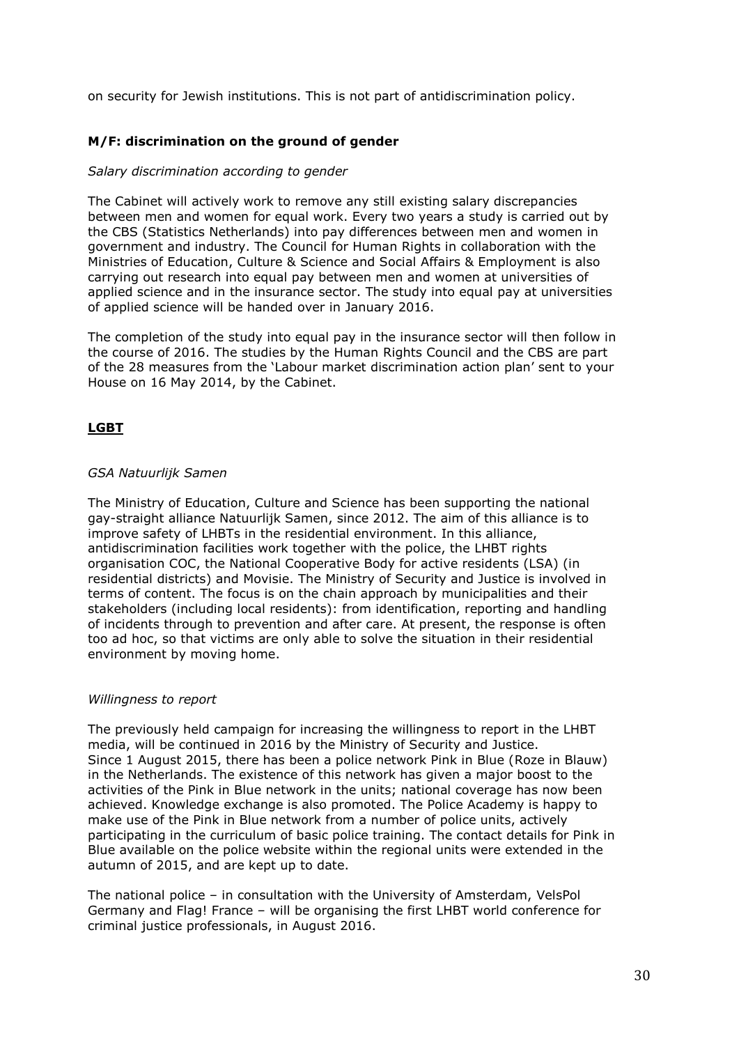on security for Jewish institutions. This is not part of antidiscrimination policy.

### M/F: discrimination on the ground of gender

*Salary discrimination according to gender*

The Cabinet will actively work to remove any still existing salary discrepancies between men and women for equal work. Every two years a study is carried out by the CBS (Statistics Netherlands) into pay differences between men and women in government and industry. The Council for Human Rights in collaboration with the Ministries of Education, Culture & Science and Social Affairs & Employment is also carrying out research into equal pay between men and women at universities of applied science and in the insurance sector. The study into equal pay at universities of applied science will be handed over in January 2016.

The completion of the study into equal pay in the insurance sector will then follow in the course of 2016. The studies by the Human Rights Council and the CBS are part of the 28 measures from the 'Labour market discrimination action plan' sent to your House on 16 May 2014, by the Cabinet.

### LGBT

*GSA Natuurlijk Samen*

The Ministry of Education, Culture and Science has been supporting the national gay-straight alliance Natuurlijk Samen, since 2012. The aim of this alliance is to improve safety of LHBTs in the residential environment. In this alliance, antidiscrimination facilities work together with the police, the LHBT rights organisation COC, the National Cooperative Body for active residents (LSA) (in residential districts) and Movisie. The Ministry of Security and Justice is involved in terms of content. The focus is on the chain approach by municipalities and their stakeholders (including local residents): from identification, reporting and handling of incidents through to prevention and after care. At present, the response is often too ad hoc, so that victims are only able to solve the situation in their residential environment by moving home.

*Willingness to report*

The previously held campaign for increasing the willingness to report in the LHBT media, will be continued in 2016 by the Ministry of Security and Justice. Since 1 August 2015, there has been a police network Pink in Blue (Roze in Blauw) in the Netherlands. The existence of this network has given a major boost to the activities of the Pink in Blue network in the units; national coverage has now been achieved. Knowledge exchange is also promoted. The Police Academy is happy to make use of the Pink in Blue network from a number of police units, actively participating in the curriculum of basic police training. The contact details for Pink in Blue available on the police website within the regional units were extended in the autumn of 2015, and are kept up to date.

The national police – in consultation with the University of Amsterdam, VelsPol Germany and Flag! France – will be organising the first LHBT world conference for criminal justice professionals, in August 2016.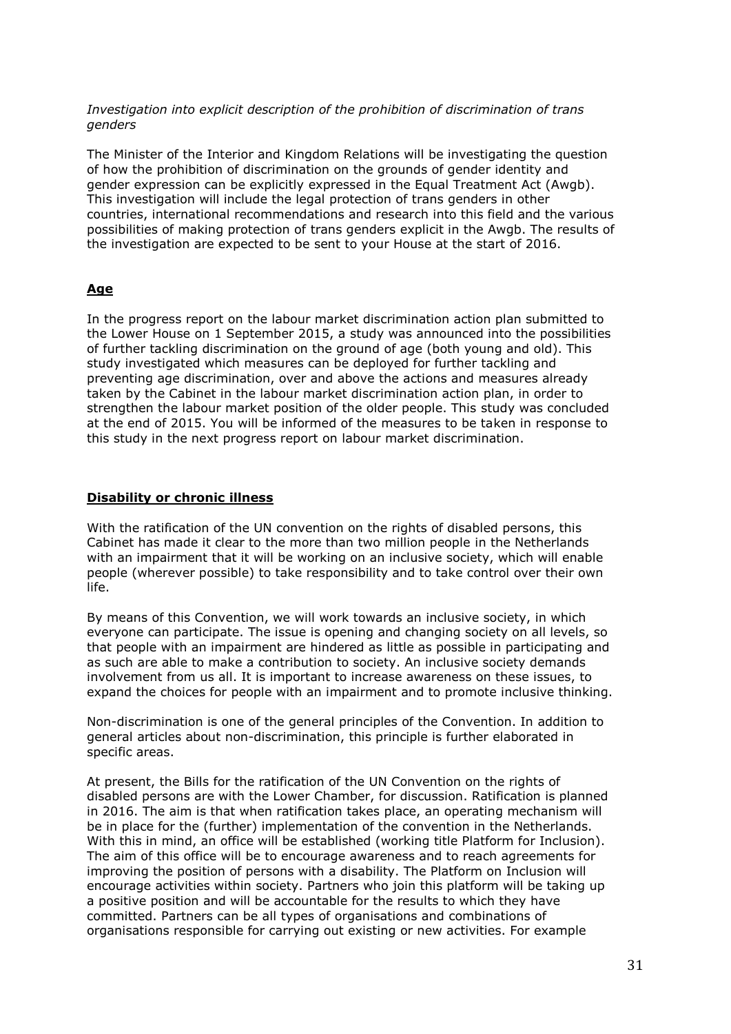*Investigation into explicit description of the prohibition of discrimination of trans genders*

The Minister of the Interior and Kingdom Relations will be investigating the question of how the prohibition of discrimination on the grounds of gender identity and gender expression can be explicitly expressed in the Equal Treatment Act (Awgb). This investigation will include the legal protection of trans genders in other countries, international recommendations and research into this field and the various possibilities of making protection of trans genders explicit in the Awgb. The results of the investigation are expected to be sent to your House at the start of 2016.

## **Age**

In the progress report on the labour market discrimination action plan submitted to the Lower House on 1 September 2015, a study was announced into the possibilities of further tackling discrimination on the ground of age (both young and old). This study investigated which measures can be deployed for further tackling and preventing age discrimination, over and above the actions and measures already taken by the Cabinet in the labour market discrimination action plan, in order to strengthen the labour market position of the older people. This study was concluded at the end of 2015. You will be informed of the measures to be taken in response to this study in the next progress report on labour market discrimination.

## **Disability or chronic illness**

With the ratification of the UN convention on the rights of disabled persons, this Cabinet has made it clear to the more than two million people in the Netherlands with an impairment that it will be working on an inclusive society, which will enable people (wherever possible) to take responsibility and to take control over their own life.

By means of this Convention, we will work towards an inclusive society, in which everyone can participate. The issue is opening and changing society on all levels, so that people with an impairment are hindered as little as possible in participating and as such are able to make a contribution to society. An inclusive society demands involvement from us all. It is important to increase awareness on these issues, to expand the choices for people with an impairment and to promote inclusive thinking.

Non-discrimination is one of the general principles of the Convention. In addition to general articles about non-discrimination, this principle is further elaborated in specific areas.

At present, the Bills for the ratification of the UN Convention on the rights of disabled persons are with the Lower Chamber, for discussion. Ratification is planned in 2016. The aim is that when ratification takes place, an operating mechanism will be in place for the (further) implementation of the convention in the Netherlands. With this in mind, an office will be established (working title Platform for Inclusion). The aim of this office will be to encourage awareness and to reach agreements for improving the position of persons with a disability. The Platform on Inclusion will encourage activities within society. Partners who join this platform will be taking up a positive position and will be accountable for the results to which they have committed. Partners can be all types of organisations and combinations of organisations responsible for carrying out existing or new activities. For example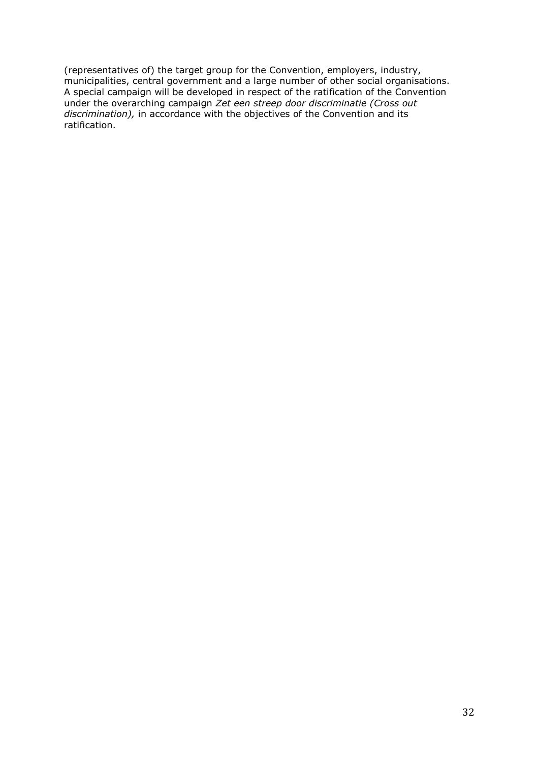(representatives of) the target group for the Convention, employers, industry, municipalities, central government and a large number of other social organisations. A special campaign will be developed in respect of the ratification of the Convention under the overarching campaign *Zet een streep door discriminatie (Cross out discrimination),* in accordance with the objectives of the Convention and its ratification.